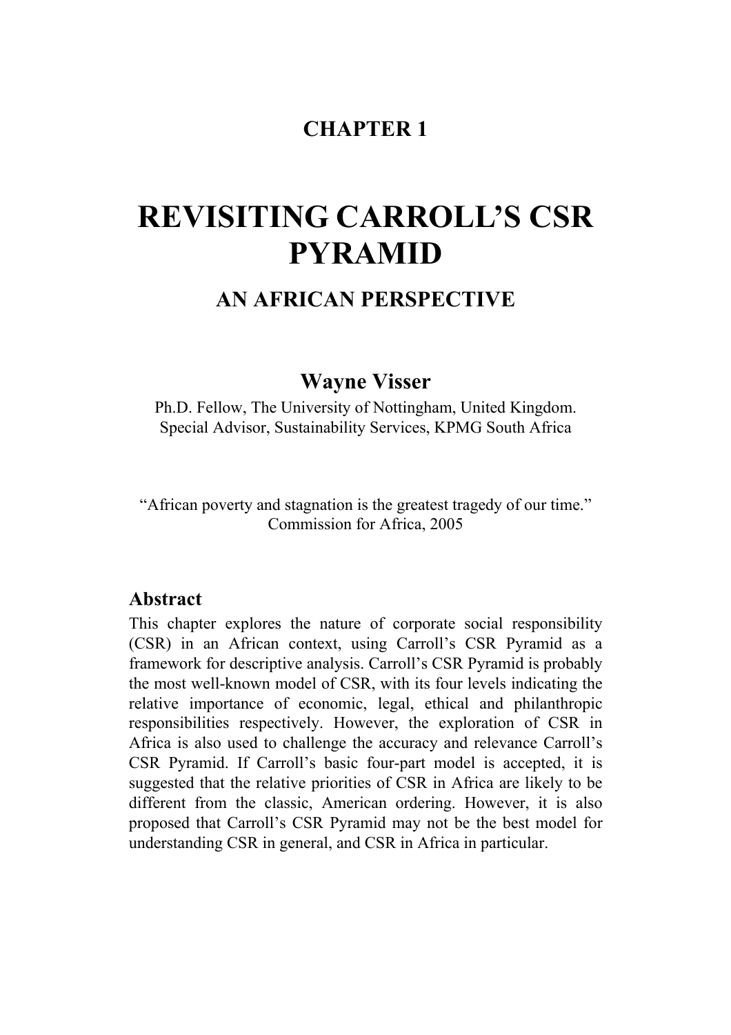## CHAPTER 1

# REVISITING CARROLL'S CSR PYRAMID

## AN AFRICAN PERSPECTIVE

**Wayne Visser**

Ph.D. Fellow, The University of Nottingham, United Kingdom.
Special Advisor, Sustainability Services, KPMG South Africa

"African poverty and stagnation is the greatest tragedy of our time."
Commission for Africa, 2005

### Abstract

This chapter explores the nature of corporate social responsibility (CSR) in an African context, using Carroll's CSR Pyramid as a framework for descriptive analysis. Carroll's CSR Pyramid is probably the most well-known model of CSR, with its four levels indicating the relative importance of economic, legal, ethical and philanthropic responsibilities respectively. However, the exploration of CSR in Africa is also used to challenge the accuracy and relevance Carroll's CSR Pyramid. If Carroll's basic four-part model is accepted, it is suggested that the relative priorities of CSR in Africa are likely to be different from the classic, American ordering. However, it is also proposed that Carroll's CSR Pyramid may not be the best model for understanding CSR in general, and CSR in Africa in particular.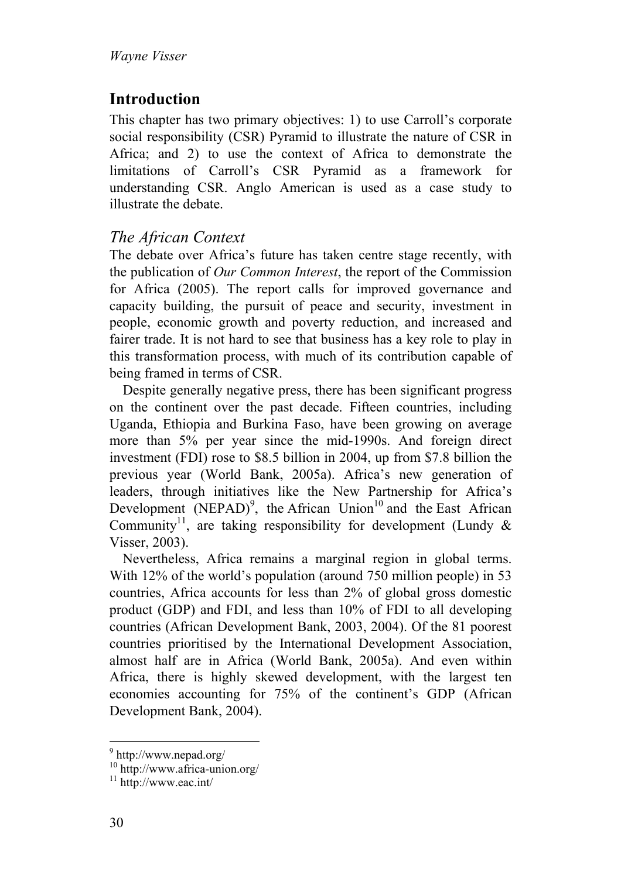## Introduction

This chapter has two primary objectives: 1) to use Carroll's corporate social responsibility (CSR) Pyramid to illustrate the nature of CSR in Africa; and 2) to use the context of Africa to demonstrate the limitations of Carroll's CSR Pyramid as a framework for understanding CSR. Anglo American is used as a case study to illustrate the debate.

### *The African Context*

The debate over Africa's future has taken centre stage recently, with the publication of *Our Common Interest*, the report of the Commission for Africa (2005). The report calls for improved governance and capacity building, the pursuit of peace and security, investment in people, economic growth and poverty reduction, and increased and fairer trade. It is not hard to see that business has a key role to play in this transformation process, with much of its contribution capable of being framed in terms of CSR.

Despite generally negative press, there has been significant progress on the continent over the past decade. Fifteen countries, including Uganda, Ethiopia and Burkina Faso, have been growing on average more than 5% per year since the mid-1990s. And foreign direct investment (FDI) rose to $8.5 billion in 2004, up from $7.8 billion the previous year (World Bank, 2005a). Africa's new generation of leaders, through initiatives like the New Partnership for Africa's Development (NEPAD)[9], the African Union[10] and the East African Community[11], are taking responsibility for development (Lundy & Visser, 2003).

Nevertheless, Africa remains a marginal region in global terms. With 12% of the world's population (around 750 million people) in 53 countries, Africa accounts for less than 2% of global gross domestic product (GDP) and FDI, and less than 10% of FDI to all developing countries (African Development Bank, 2003, 2004). Of the 81 poorest countries prioritised by the International Development Association, almost half are in Africa (World Bank, 2005a). And even within Africa, there is highly skewed development, with the largest ten economies accounting for 75% of the continent's GDP (African Development Bank, 2004).

---

[9] http://www.nepad.org/

[10] http://www.africa-union.org/

[11] http://www.eac.int/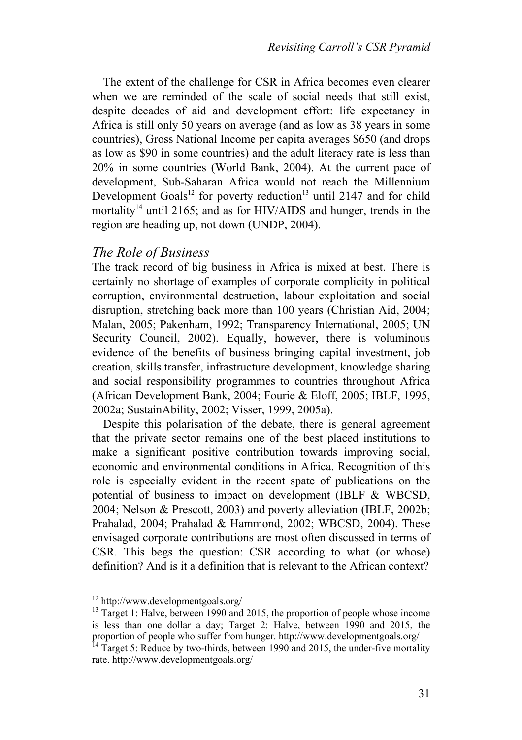The extent of the challenge for CSR in Africa becomes even clearer when we are reminded of the scale of social needs that still exist, despite decades of aid and development effort: life expectancy in Africa is still only 50 years on average (and as low as 38 years in some countries), Gross National Income per capita averages \$650 (and drops as low as \$90 in some countries) and the adult literacy rate is less than 20% in some countries (World Bank, 2004). At the current pace of development, Sub-Saharan Africa would not reach the Millennium Development Goals[12] for poverty reduction[13] until 2147 and for child mortality[14] until 2165; and as for HIV/AIDS and hunger, trends in the region are heading up, not down (UNDP, 2004).

## *The Role of Business*

The track record of big business in Africa is mixed at best. There is certainly no shortage of examples of corporate complicity in political corruption, environmental destruction, labour exploitation and social disruption, stretching back more than 100 years (Christian Aid, 2004; Malan, 2005; Pakenham, 1992; Transparency International, 2005; UN Security Council, 2002). Equally, however, there is voluminous evidence of the benefits of business bringing capital investment, job creation, skills transfer, infrastructure development, knowledge sharing and social responsibility programmes to countries throughout Africa (African Development Bank, 2004; Fourie & Eloff, 2005; IBLF, 1995, 2002a; SustainAbility, 2002; Visser, 1999, 2005a).

Despite this polarisation of the debate, there is general agreement that the private sector remains one of the best placed institutions to make a significant positive contribution towards improving social, economic and environmental conditions in Africa. Recognition of this role is especially evident in the recent spate of publications on the potential of business to impact on development (IBLF & WBCSD, 2004; Nelson & Prescott, 2003) and poverty alleviation (IBLF, 2002b; Prahalad, 2004; Prahalad & Hammond, 2002; WBCSD, 2004). These envisaged corporate contributions are most often discussed in terms of CSR. This begs the question: CSR according to what (or whose) definition? And is it a definition that is relevant to the African context?

---

[12] http://www.developmentgoals.org/

[13] Target 1: Halve, between 1990 and 2015, the proportion of people whose income is less than one dollar a day; Target 2: Halve, between 1990 and 2015, the proportion of people who suffer from hunger. http://www.developmentgoals.org/

[14] Target 5: Reduce by two-thirds, between 1990 and 2015, the under-five mortality rate. http://www.developmentgoals.org/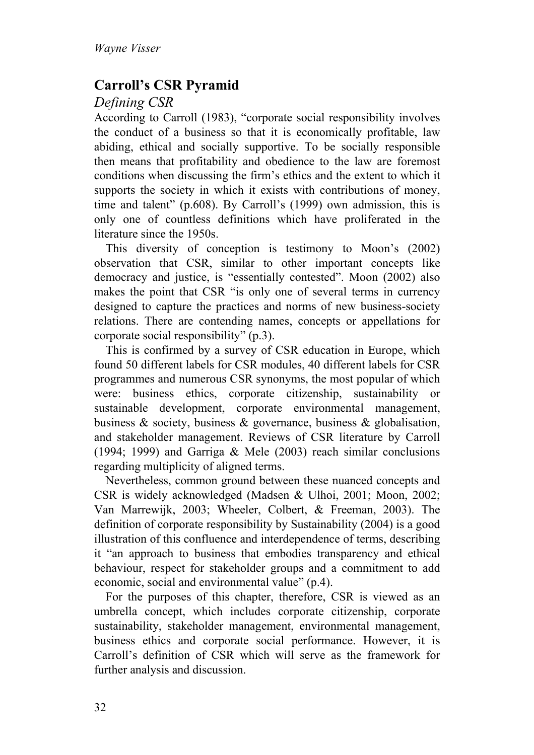## Carroll's CSR Pyramid

### *Defining CSR*

According to Carroll (1983), "corporate social responsibility involves the conduct of a business so that it is economically profitable, law abiding, ethical and socially supportive. To be socially responsible then means that profitability and obedience to the law are foremost conditions when discussing the firm's ethics and the extent to which it supports the society in which it exists with contributions of money, time and talent" (p.608). By Carroll's (1999) own admission, this is only one of countless definitions which have proliferated in the literature since the 1950s.

This diversity of conception is testimony to Moon's (2002) observation that CSR, similar to other important concepts like democracy and justice, is "essentially contested". Moon (2002) also makes the point that CSR "is only one of several terms in currency designed to capture the practices and norms of new business-society relations. There are contending names, concepts or appellations for corporate social responsibility" (p.3).

This is confirmed by a survey of CSR education in Europe, which found 50 different labels for CSR modules, 40 different labels for CSR programmes and numerous CSR synonyms, the most popular of which were: business ethics, corporate citizenship, sustainability or sustainable development, corporate environmental management, business & society, business & governance, business & globalisation, and stakeholder management. Reviews of CSR literature by Carroll (1994; 1999) and Garriga & Mele (2003) reach similar conclusions regarding multiplicity of aligned terms.

Nevertheless, common ground between these nuanced concepts and CSR is widely acknowledged (Madsen & Ulhoi, 2001; Moon, 2002; Van Marrewijk, 2003; Wheeler, Colbert, & Freeman, 2003). The definition of corporate responsibility by Sustainability (2004) is a good illustration of this confluence and interdependence of terms, describing it "an approach to business that embodies transparency and ethical behaviour, respect for stakeholder groups and a commitment to add economic, social and environmental value" (p.4).

For the purposes of this chapter, therefore, CSR is viewed as an umbrella concept, which includes corporate citizenship, corporate sustainability, stakeholder management, environmental management, business ethics and corporate social performance. However, it is Carroll's definition of CSR which will serve as the framework for further analysis and discussion.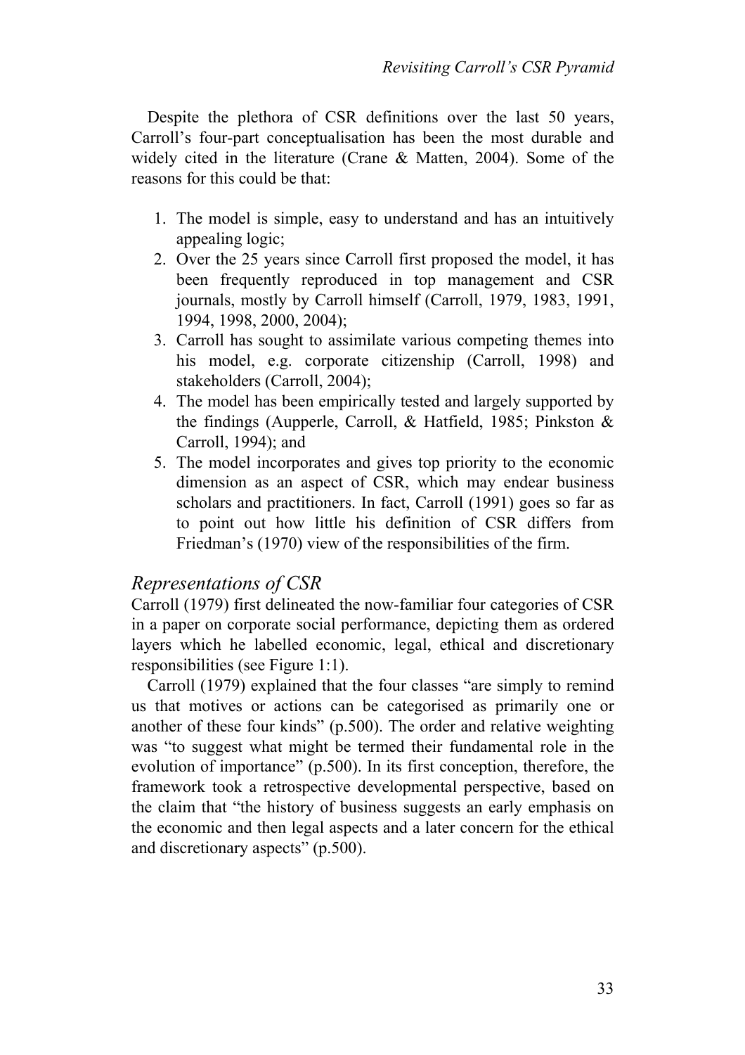Despite the plethora of CSR definitions over the last 50 years, Carroll's four-part conceptualisation has been the most durable and widely cited in the literature (Crane & Matten, 2004). Some of the reasons for this could be that:

1. The model is simple, easy to understand and has an intuitively appealing logic;
2. Over the 25 years since Carroll first proposed the model, it has been frequently reproduced in top management and CSR journals, mostly by Carroll himself (Carroll, 1979, 1983, 1991, 1994, 1998, 2000, 2004);
3. Carroll has sought to assimilate various competing themes into his model, e.g. corporate citizenship (Carroll, 1998) and stakeholders (Carroll, 2004);
4. The model has been empirically tested and largely supported by the findings (Aupperle, Carroll, & Hatfield, 1985; Pinkston & Carroll, 1994); and
5. The model incorporates and gives top priority to the economic dimension as an aspect of CSR, which may endear business scholars and practitioners. In fact, Carroll (1991) goes so far as to point out how little his definition of CSR differs from Friedman's (1970) view of the responsibilities of the firm.

## *Representations of CSR*

Carroll (1979) first delineated the now-familiar four categories of CSR in a paper on corporate social performance, depicting them as ordered layers which he labelled economic, legal, ethical and discretionary responsibilities (see Figure 1:1).

Carroll (1979) explained that the four classes "are simply to remind us that motives or actions can be categorised as primarily one or another of these four kinds" (p.500). The order and relative weighting was "to suggest what might be termed their fundamental role in the evolution of importance" (p.500). In its first conception, therefore, the framework took a retrospective developmental perspective, based on the claim that "the history of business suggests an early emphasis on the economic and then legal aspects and a later concern for the ethical and discretionary aspects" (p.500).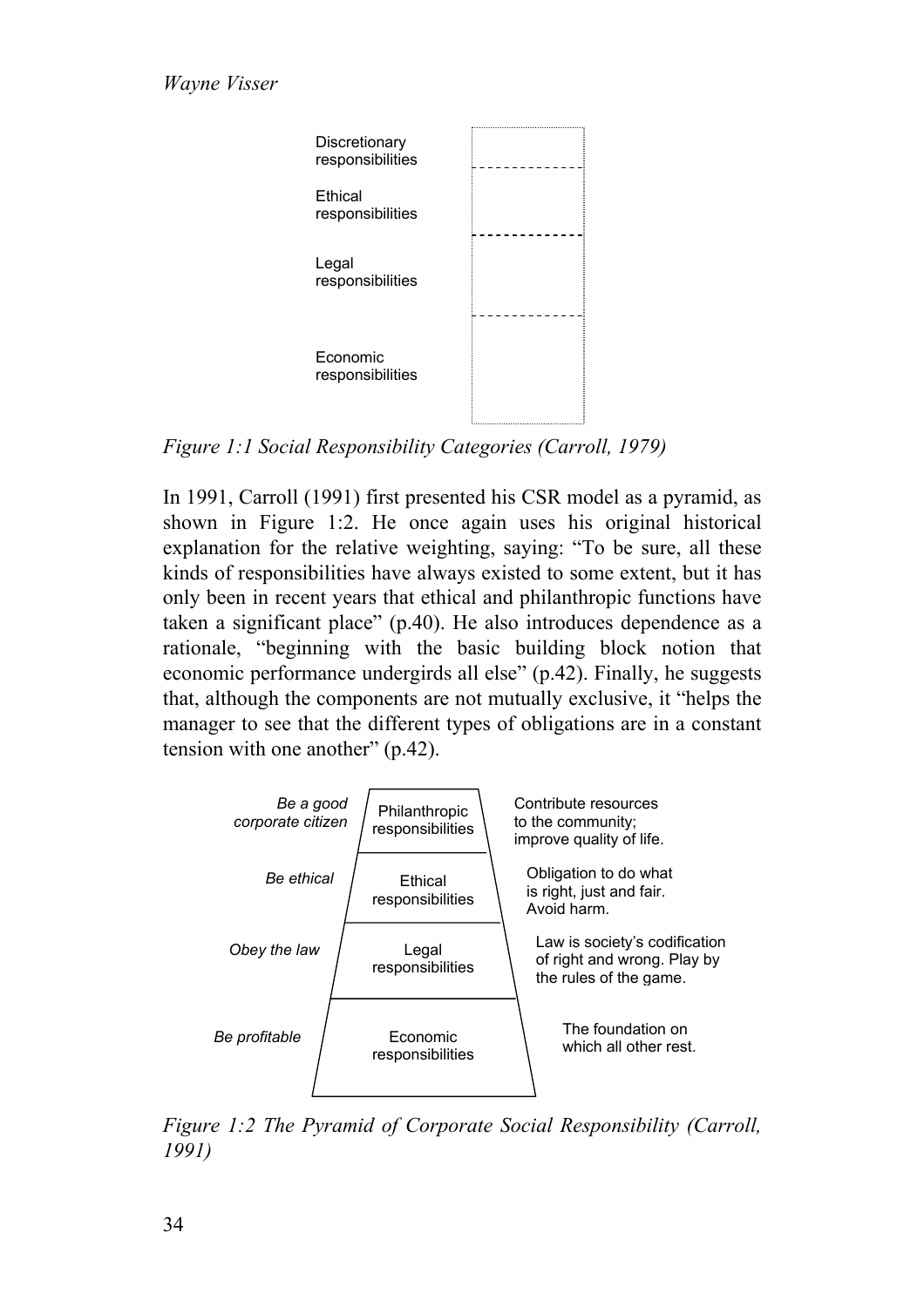Discretionary responsibilities

Ethical responsibilities

Legal responsibilities

Economic responsibilities

*Figure 1:1 Social Responsibility Categories (Carroll, 1979)*

In 1991, Carroll (1991) first presented his CSR model as a pyramid, as shown in Figure 1:2. He once again uses his original historical explanation for the relative weighting, saying: "To be sure, all these kinds of responsibilities have always existed to some extent, but it has only been in recent years that ethical and philanthropic functions have taken a significant place" (p.40). He also introduces dependence as a rationale, "beginning with the basic building block notion that economic performance undergirds all else" (p.42). Finally, he suggests that, although the components are not mutually exclusive, it "helps the manager to see that the different types of obligations are in a constant tension with one another" (p.42).

| | | |
|---|---|---|
| *Be a good corporate citizen* | Philanthropic responsibilities | Contribute resources to the community; improve quality of life. |
| *Be ethical* | Ethical responsibilities | Obligation to do what is right, just and fair. Avoid harm. |
| *Obey the law* | Legal responsibilities | Law is society's codification of right and wrong. Play by the rules of the game. |
| *Be profitable* | Economic responsibilities | The foundation on which all other rest. |

*Figure 1:2 The Pyramid of Corporate Social Responsibility (Carroll, 1991)*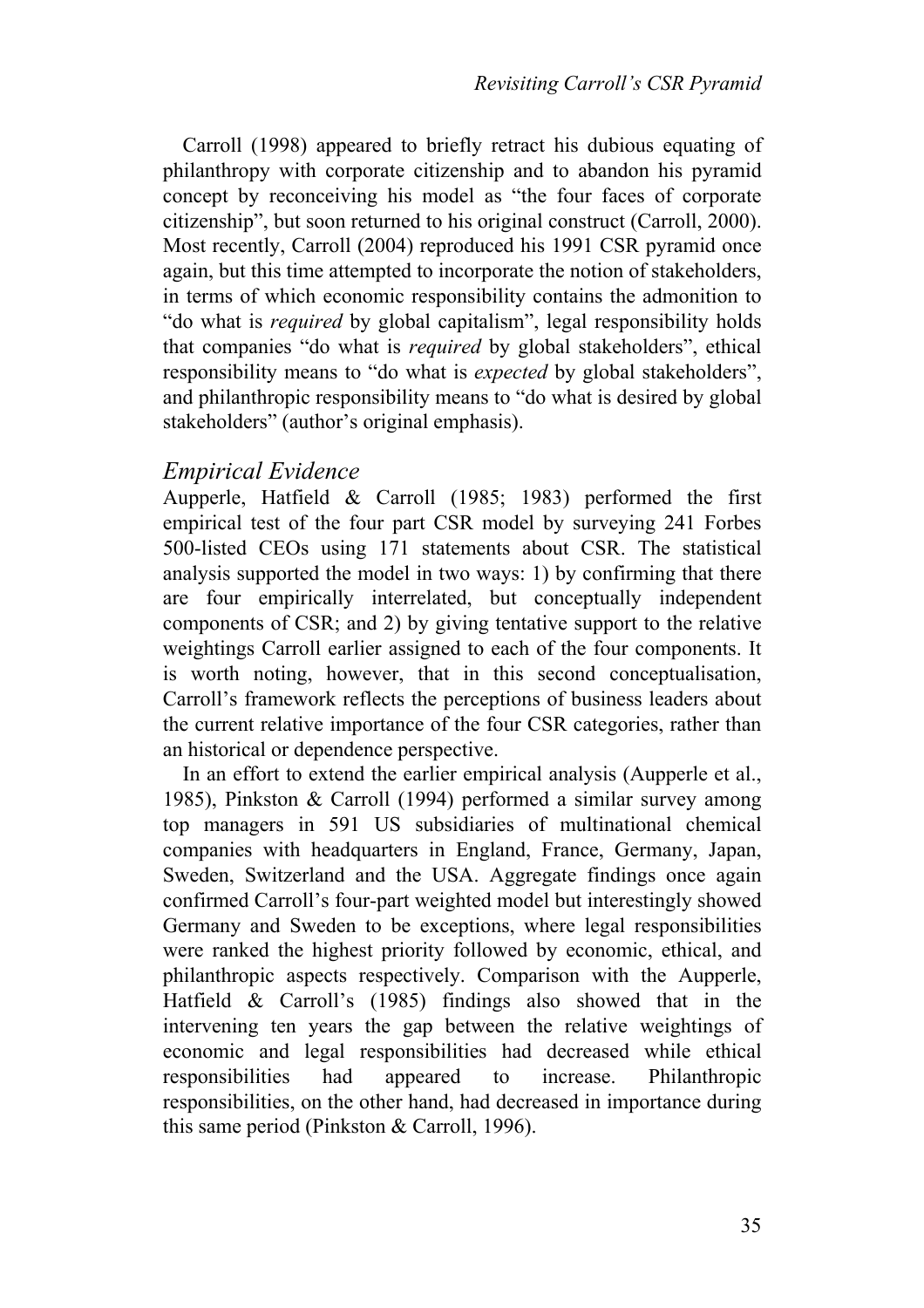Carroll (1998) appeared to briefly retract his dubious equating of philanthropy with corporate citizenship and to abandon his pyramid concept by reconceiving his model as "the four faces of corporate citizenship", but soon returned to his original construct (Carroll, 2000). Most recently, Carroll (2004) reproduced his 1991 CSR pyramid once again, but this time attempted to incorporate the notion of stakeholders, in terms of which economic responsibility contains the admonition to "do what is *required* by global capitalism", legal responsibility holds that companies "do what is *required* by global stakeholders", ethical responsibility means to "do what is *expected* by global stakeholders", and philanthropic responsibility means to "do what is desired by global stakeholders" (author's original emphasis).

## *Empirical Evidence*

Aupperle, Hatfield & Carroll (1985; 1983) performed the first empirical test of the four part CSR model by surveying 241 Forbes 500-listed CEOs using 171 statements about CSR. The statistical analysis supported the model in two ways: 1) by confirming that there are four empirically interrelated, but conceptually independent components of CSR; and 2) by giving tentative support to the relative weightings Carroll earlier assigned to each of the four components. It is worth noting, however, that in this second conceptualisation, Carroll's framework reflects the perceptions of business leaders about the current relative importance of the four CSR categories, rather than an historical or dependence perspective.

In an effort to extend the earlier empirical analysis (Aupperle et al., 1985), Pinkston & Carroll (1994) performed a similar survey among top managers in 591 US subsidiaries of multinational chemical companies with headquarters in England, France, Germany, Japan, Sweden, Switzerland and the USA. Aggregate findings once again confirmed Carroll's four-part weighted model but interestingly showed Germany and Sweden to be exceptions, where legal responsibilities were ranked the highest priority followed by economic, ethical, and philanthropic aspects respectively. Comparison with the Aupperle, Hatfield & Carroll's (1985) findings also showed that in the intervening ten years the gap between the relative weightings of economic and legal responsibilities had decreased while ethical responsibilities had appeared to increase. Philanthropic responsibilities, on the other hand, had decreased in importance during this same period (Pinkston & Carroll, 1996).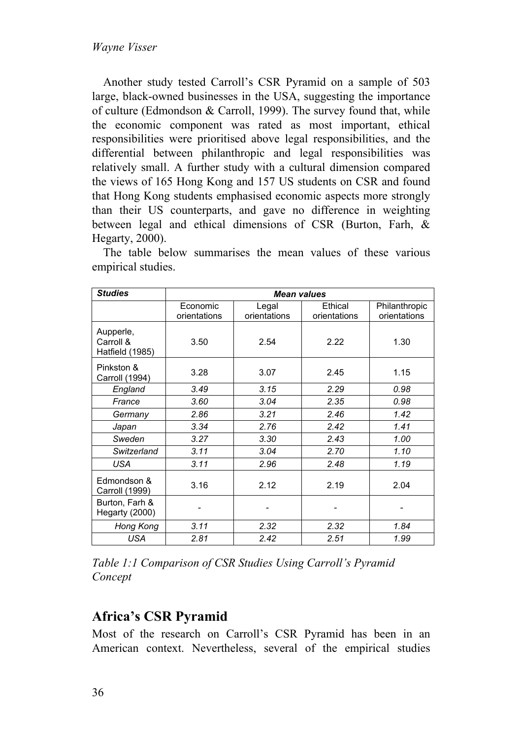Another study tested Carroll's CSR Pyramid on a sample of 503 large, black-owned businesses in the USA, suggesting the importance of culture (Edmondson & Carroll, 1999). The survey found that, while the economic component was rated as most important, ethical responsibilities were prioritised above legal responsibilities, and the differential between philanthropic and legal responsibilities was relatively small. A further study with a cultural dimension compared the views of 165 Hong Kong and 157 US students on CSR and found that Hong Kong students emphasised economic aspects more strongly than their US counterparts, and gave no difference in weighting between legal and ethical dimensions of CSR (Burton, Farh, & Hegarty, 2000).

The table below summarises the mean values of these various empirical studies.

| ***Studies*** | ***Mean values*** | | | |
|---|---|---|---|---|
| | Economic orientations | Legal orientations | Ethical orientations | Philanthropic orientations |
| Aupperle, Carroll & Hatfield (1985) | 3.50 | 2.54 | 2.22 | 1.30 |
| Pinkston & Carroll (1994) | 3.28 | 3.07 | 2.45 | 1.15 |
| *England* | *3.49* | *3.15* | *2.29* | *0.98* |
| *France* | *3.60* | *3.04* | *2.35* | *0.98* |
| *Germany* | *2.86* | *3.21* | *2.46* | *1.42* |
| *Japan* | *3.34* | *2.76* | *2.42* | *1.41* |
| *Sweden* | *3.27* | *3.30* | *2.43* | *1.00* |
| *Switzerland* | *3.11* | *3.04* | *2.70* | *1.10* |
| *USA* | *3.11* | *2.96* | *2.48* | *1.19* |
| Edmondson & Carroll (1999) | 3.16 | 2.12 | 2.19 | 2.04 |
| Burton, Farh & Hegarty (2000) | - | - | - | - |
| *Hong Kong* | *3.11* | *2.32* | *2.32* | *1.84* |
| *USA* | *2.81* | *2.42* | *2.51* | *1.99* |

*Table 1:1 Comparison of CSR Studies Using Carroll's Pyramid Concept*

## Africa's CSR Pyramid

Most of the research on Carroll's CSR Pyramid has been in an American context. Nevertheless, several of the empirical studies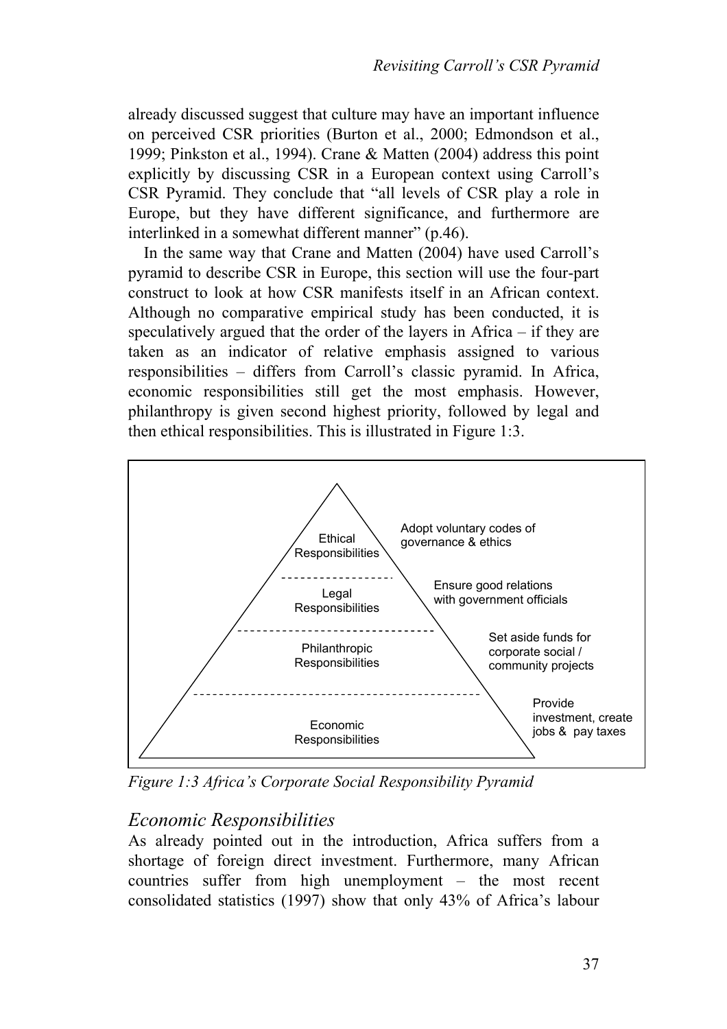already discussed suggest that culture may have an important influence on perceived CSR priorities (Burton et al., 2000; Edmondson et al., 1999; Pinkston et al., 1994). Crane & Matten (2004) address this point explicitly by discussing CSR in a European context using Carroll's CSR Pyramid. They conclude that "all levels of CSR play a role in Europe, but they have different significance, and furthermore are interlinked in a somewhat different manner" (p.46).

In the same way that Crane and Matten (2004) have used Carroll's pyramid to describe CSR in Europe, this section will use the four-part construct to look at how CSR manifests itself in an African context. Although no comparative empirical study has been conducted, it is speculatively argued that the order of the layers in Africa – if they are taken as an indicator of relative emphasis assigned to various responsibilities – differs from Carroll's classic pyramid. In Africa, economic responsibilities still get the most emphasis. However, philanthropy is given second highest priority, followed by legal and then ethical responsibilities. This is illustrated in Figure 1:3.

Ethical Responsibilities — Adopt voluntary codes of governance & ethics

Legal Responsibilities — Ensure good relations with government officials

Philanthropic Responsibilities — Set aside funds for corporate social / community projects

Economic Responsibilities — Provide investment, create jobs & pay taxes

*Figure 1:3 Africa's Corporate Social Responsibility Pyramid*

## *Economic Responsibilities*

As already pointed out in the introduction, Africa suffers from a shortage of foreign direct investment. Furthermore, many African countries suffer from high unemployment – the most recent consolidated statistics (1997) show that only 43% of Africa's labour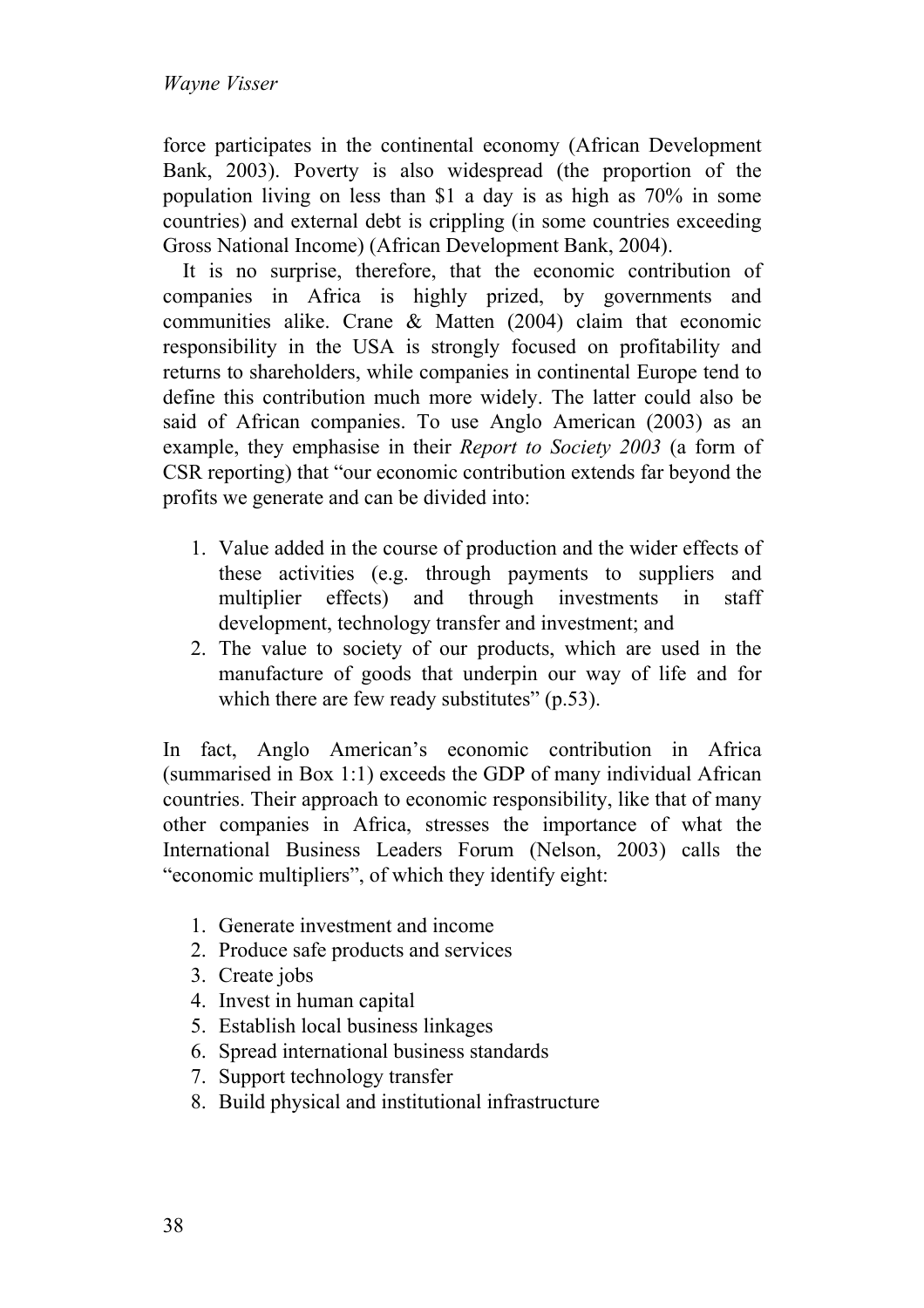force participates in the continental economy (African Development Bank, 2003). Poverty is also widespread (the proportion of the population living on less than $1 a day is as high as 70% in some countries) and external debt is crippling (in some countries exceeding Gross National Income) (African Development Bank, 2004).

It is no surprise, therefore, that the economic contribution of companies in Africa is highly prized, by governments and communities alike. Crane & Matten (2004) claim that economic responsibility in the USA is strongly focused on profitability and returns to shareholders, while companies in continental Europe tend to define this contribution much more widely. The latter could also be said of African companies. To use Anglo American (2003) as an example, they emphasise in their *Report to Society 2003* (a form of CSR reporting) that "our economic contribution extends far beyond the profits we generate and can be divided into:

1. Value added in the course of production and the wider effects of these activities (e.g. through payments to suppliers and multiplier effects) and through investments in staff development, technology transfer and investment; and
2. The value to society of our products, which are used in the manufacture of goods that underpin our way of life and for which there are few ready substitutes" (p.53).

In fact, Anglo American's economic contribution in Africa (summarised in Box 1:1) exceeds the GDP of many individual African countries. Their approach to economic responsibility, like that of many other companies in Africa, stresses the importance of what the International Business Leaders Forum (Nelson, 2003) calls the "economic multipliers", of which they identify eight:

1. Generate investment and income
2. Produce safe products and services
3. Create jobs
4. Invest in human capital
5. Establish local business linkages
6. Spread international business standards
7. Support technology transfer
8. Build physical and institutional infrastructure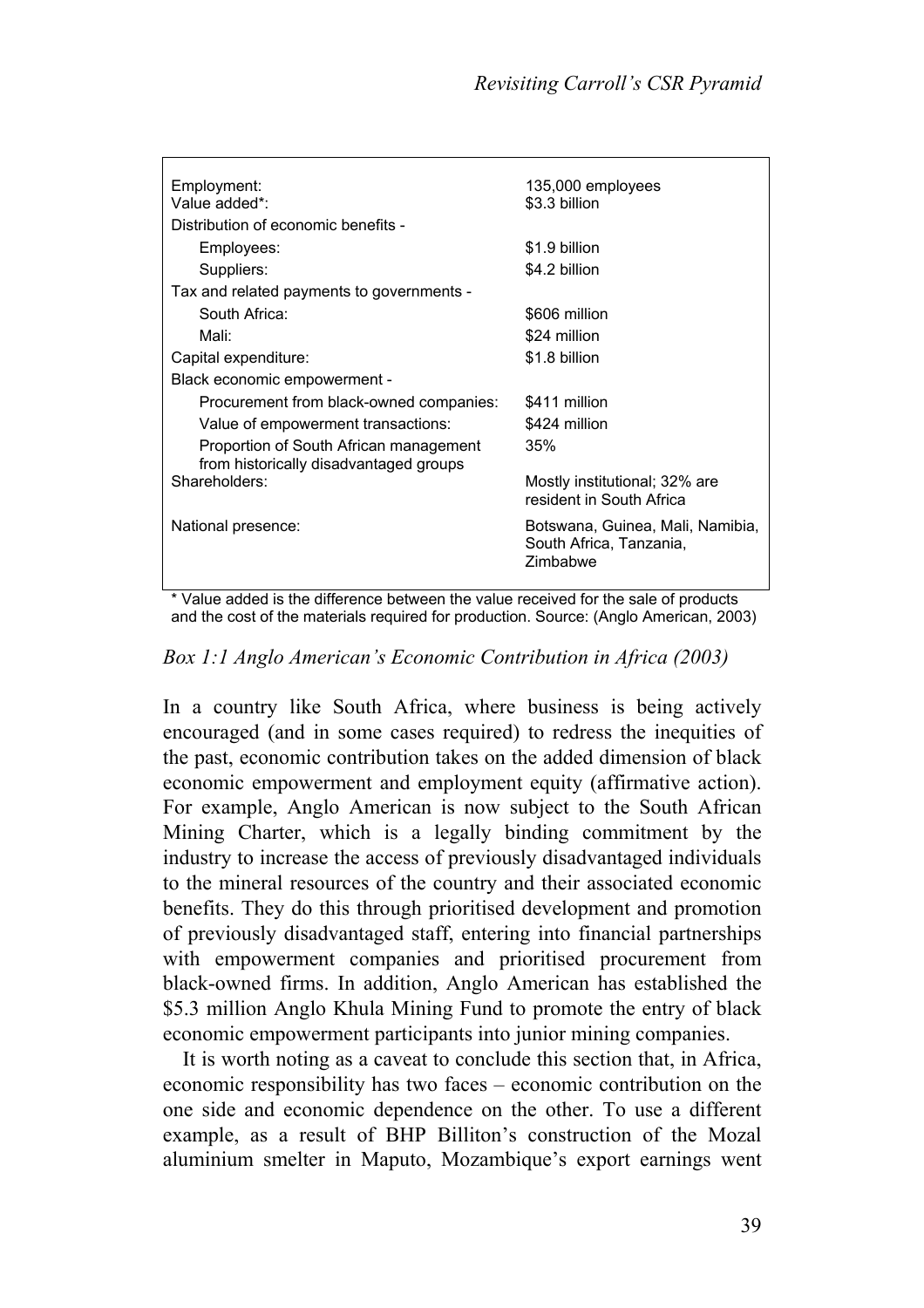| | |
|---|---|
| Employment: | 135,000 employees |
| Value added*: | $3.3 billion |
| Distribution of economic benefits - | |
| Employees: | $1.9 billion |
| Suppliers: | $4.2 billion |
| Tax and related payments to governments - | |
| South Africa: | $606 million |
| Mali: | $24 million |
| Capital expenditure: | $1.8 billion |
| Black economic empowerment - | |
| Procurement from black-owned companies: | $411 million |
| Value of empowerment transactions: | $424 million |
| Proportion of South African management from historically disadvantaged groups | 35% |
| Shareholders: | Mostly institutional; 32% are resident in South Africa |
| National presence: | Botswana, Guinea, Mali, Namibia, South Africa, Tanzania, Zimbabwe |

\* Value added is the difference between the value received for the sale of products and the cost of the materials required for production. Source: (Anglo American, 2003)

*Box 1:1 Anglo American's Economic Contribution in Africa (2003)*

In a country like South Africa, where business is being actively encouraged (and in some cases required) to redress the inequities of the past, economic contribution takes on the added dimension of black economic empowerment and employment equity (affirmative action). For example, Anglo American is now subject to the South African Mining Charter, which is a legally binding commitment by the industry to increase the access of previously disadvantaged individuals to the mineral resources of the country and their associated economic benefits. They do this through prioritised development and promotion of previously disadvantaged staff, entering into financial partnerships with empowerment companies and prioritised procurement from black-owned firms. In addition, Anglo American has established the $5.3 million Anglo Khula Mining Fund to promote the entry of black economic empowerment participants into junior mining companies.

It is worth noting as a caveat to conclude this section that, in Africa, economic responsibility has two faces – economic contribution on the one side and economic dependence on the other. To use a different example, as a result of BHP Billiton's construction of the Mozal aluminium smelter in Maputo, Mozambique's export earnings went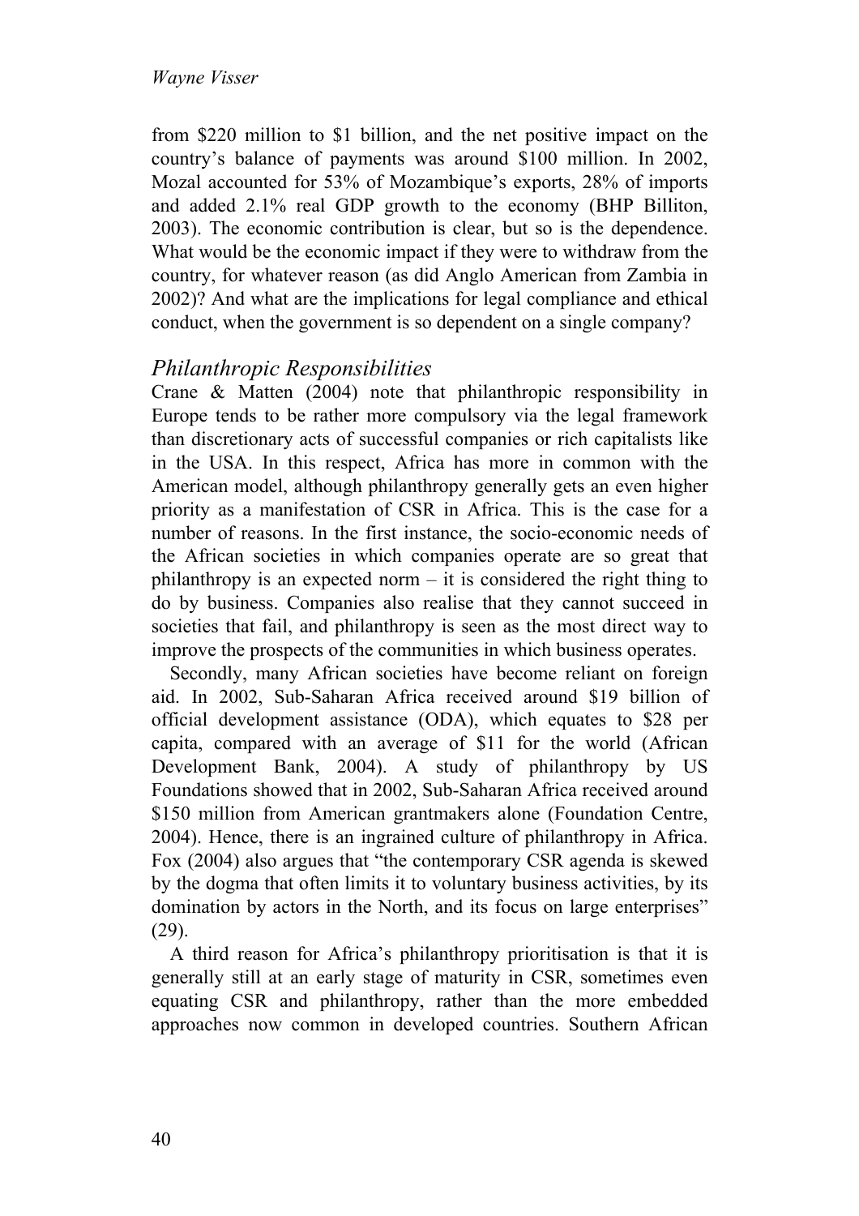from $220 million to $1 billion, and the net positive impact on the country's balance of payments was around $100 million. In 2002, Mozal accounted for 53% of Mozambique's exports, 28% of imports and added 2.1% real GDP growth to the economy (BHP Billiton, 2003). The economic contribution is clear, but so is the dependence. What would be the economic impact if they were to withdraw from the country, for whatever reason (as did Anglo American from Zambia in 2002)? And what are the implications for legal compliance and ethical conduct, when the government is so dependent on a single company?

### *Philanthropic Responsibilities*

Crane & Matten (2004) note that philanthropic responsibility in Europe tends to be rather more compulsory via the legal framework than discretionary acts of successful companies or rich capitalists like in the USA. In this respect, Africa has more in common with the American model, although philanthropy generally gets an even higher priority as a manifestation of CSR in Africa. This is the case for a number of reasons. In the first instance, the socio-economic needs of the African societies in which companies operate are so great that philanthropy is an expected norm – it is considered the right thing to do by business. Companies also realise that they cannot succeed in societies that fail, and philanthropy is seen as the most direct way to improve the prospects of the communities in which business operates.

Secondly, many African societies have become reliant on foreign aid. In 2002, Sub-Saharan Africa received around $19 billion of official development assistance (ODA), which equates to $28 per capita, compared with an average of $11 for the world (African Development Bank, 2004). A study of philanthropy by US Foundations showed that in 2002, Sub-Saharan Africa received around $150 million from American grantmakers alone (Foundation Centre, 2004). Hence, there is an ingrained culture of philanthropy in Africa. Fox (2004) also argues that "the contemporary CSR agenda is skewed by the dogma that often limits it to voluntary business activities, by its domination by actors in the North, and its focus on large enterprises" (29).

A third reason for Africa's philanthropy prioritisation is that it is generally still at an early stage of maturity in CSR, sometimes even equating CSR and philanthropy, rather than the more embedded approaches now common in developed countries. Southern African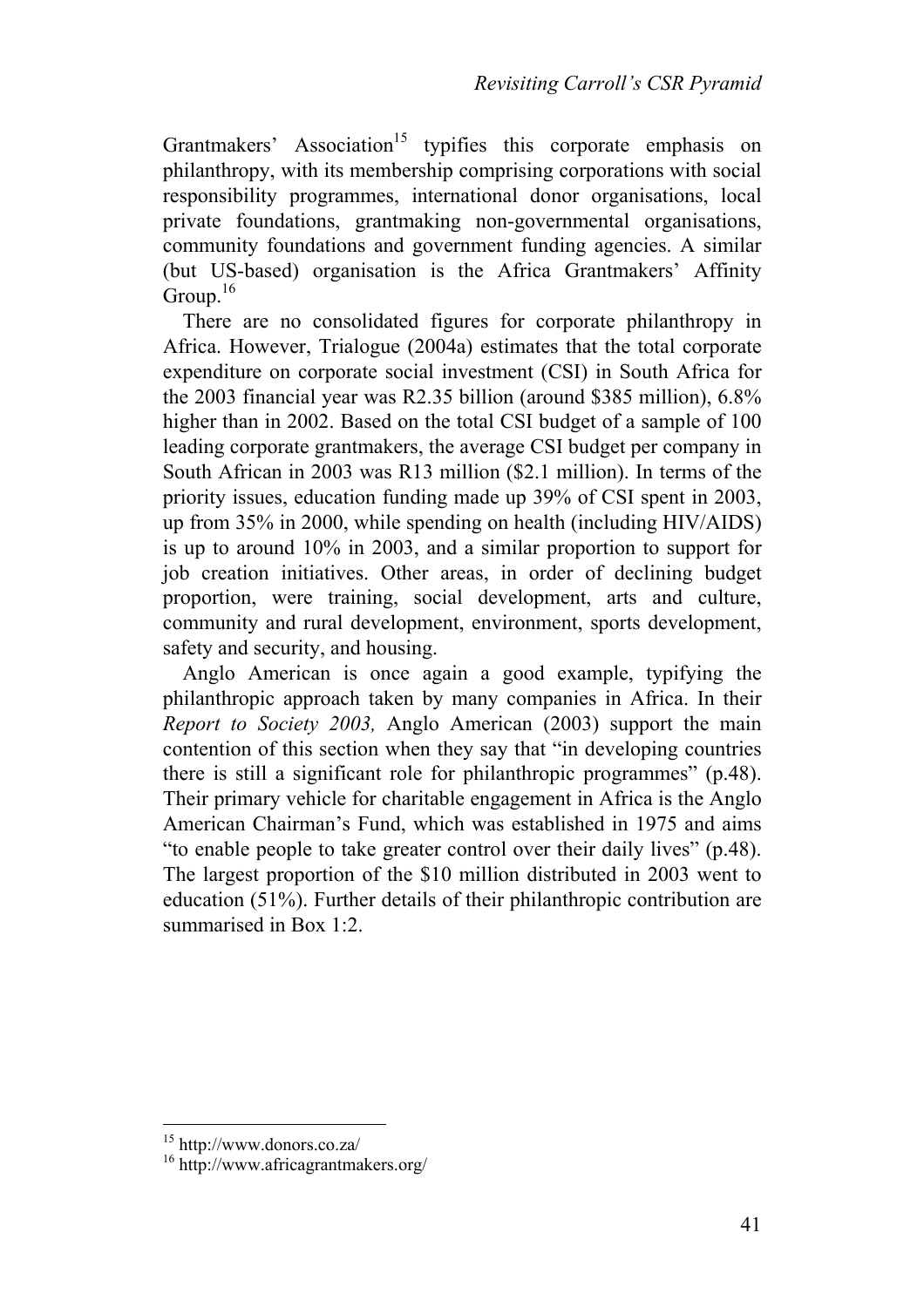Grantmakers' Association[15] typifies this corporate emphasis on philanthropy, with its membership comprising corporations with social responsibility programmes, international donor organisations, local private foundations, grantmaking non-governmental organisations, community foundations and government funding agencies. A similar (but US-based) organisation is the Africa Grantmakers' Affinity Group.[16]

There are no consolidated figures for corporate philanthropy in Africa. However, Trialogue (2004a) estimates that the total corporate expenditure on corporate social investment (CSI) in South Africa for the 2003 financial year was R2.35 billion (around $385 million), 6.8% higher than in 2002. Based on the total CSI budget of a sample of 100 leading corporate grantmakers, the average CSI budget per company in South African in 2003 was R13 million ($2.1 million). In terms of the priority issues, education funding made up 39% of CSI spent in 2003, up from 35% in 2000, while spending on health (including HIV/AIDS) is up to around 10% in 2003, and a similar proportion to support for job creation initiatives. Other areas, in order of declining budget proportion, were training, social development, arts and culture, community and rural development, environment, sports development, safety and security, and housing.

Anglo American is once again a good example, typifying the philanthropic approach taken by many companies in Africa. In their *Report to Society 2003,* Anglo American (2003) support the main contention of this section when they say that "in developing countries there is still a significant role for philanthropic programmes" (p.48). Their primary vehicle for charitable engagement in Africa is the Anglo American Chairman's Fund, which was established in 1975 and aims "to enable people to take greater control over their daily lives" (p.48). The largest proportion of the $10 million distributed in 2003 went to education (51%). Further details of their philanthropic contribution are summarised in Box 1:2.

[15] http://www.donors.co.za/

[16] http://www.africagrantmakers.org/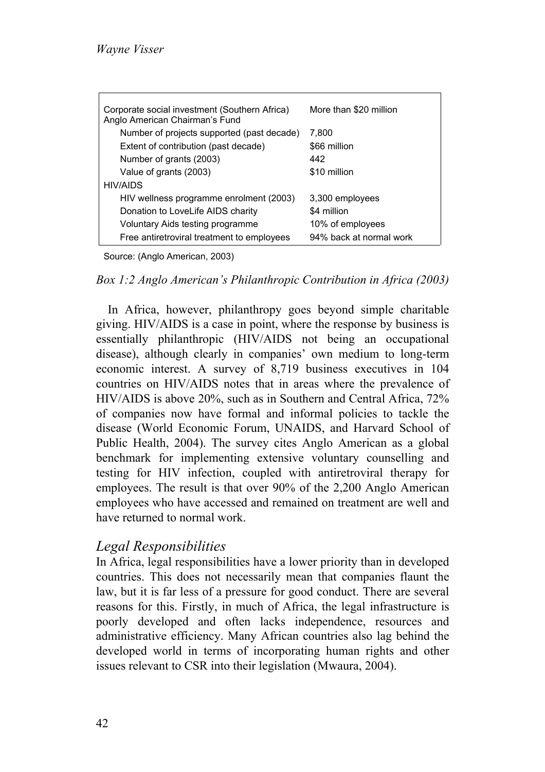| Corporate social investment (Southern Africa) Anglo American Chairman's Fund | More than $20 million |
| --- | --- |
| Number of projects supported (past decade) | 7,800 |
| Extent of contribution (past decade) | $66 million |
| Number of grants (2003) | 442 |
| Value of grants (2003) | $10 million |
| HIV/AIDS | |
| HIV wellness programme enrolment (2003) | 3,300 employees |
| Donation to LoveLife AIDS charity | $4 million |
| Voluntary Aids testing programme | 10% of employees |
| Free antiretroviral treatment to employees | 94% back at normal work |

Source: (Anglo American, 2003)

*Box 1:2 Anglo American's Philanthropic Contribution in Africa (2003)*

In Africa, however, philanthropy goes beyond simple charitable giving. HIV/AIDS is a case in point, where the response by business is essentially philanthropic (HIV/AIDS not being an occupational disease), although clearly in companies' own medium to long-term economic interest. A survey of 8,719 business executives in 104 countries on HIV/AIDS notes that in areas where the prevalence of HIV/AIDS is above 20%, such as in Southern and Central Africa, 72% of companies now have formal and informal policies to tackle the disease (World Economic Forum, UNAIDS, and Harvard School of Public Health, 2004). The survey cites Anglo American as a global benchmark for implementing extensive voluntary counselling and testing for HIV infection, coupled with antiretroviral therapy for employees. The result is that over 90% of the 2,200 Anglo American employees who have accessed and remained on treatment are well and have returned to normal work.

## *Legal Responsibilities*

In Africa, legal responsibilities have a lower priority than in developed countries. This does not necessarily mean that companies flaunt the law, but it is far less of a pressure for good conduct. There are several reasons for this. Firstly, in much of Africa, the legal infrastructure is poorly developed and often lacks independence, resources and administrative efficiency. Many African countries also lag behind the developed world in terms of incorporating human rights and other issues relevant to CSR into their legislation (Mwaura, 2004).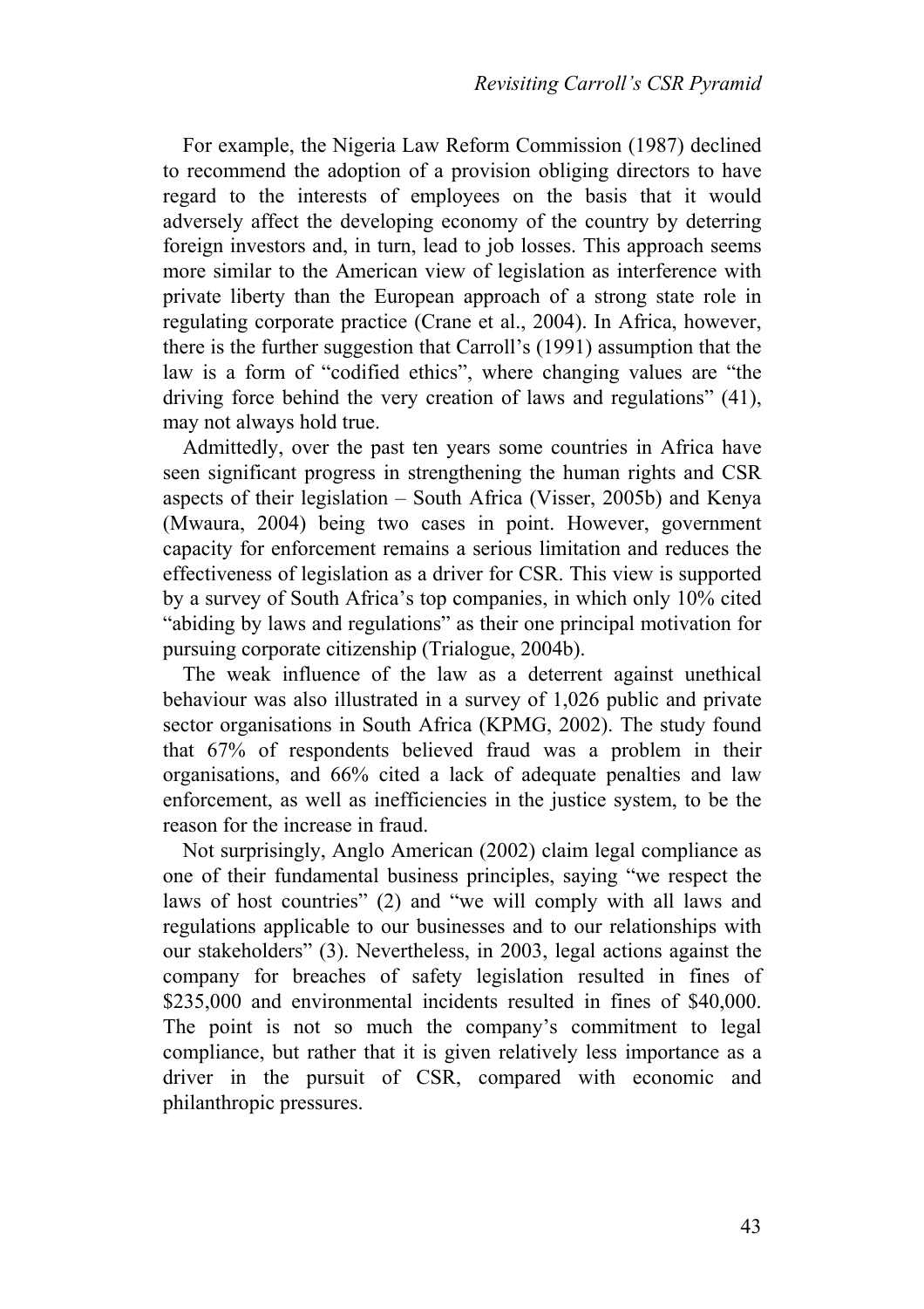For example, the Nigeria Law Reform Commission (1987) declined to recommend the adoption of a provision obliging directors to have regard to the interests of employees on the basis that it would adversely affect the developing economy of the country by deterring foreign investors and, in turn, lead to job losses. This approach seems more similar to the American view of legislation as interference with private liberty than the European approach of a strong state role in regulating corporate practice (Crane et al., 2004). In Africa, however, there is the further suggestion that Carroll's (1991) assumption that the law is a form of "codified ethics", where changing values are "the driving force behind the very creation of laws and regulations" (41), may not always hold true.

Admittedly, over the past ten years some countries in Africa have seen significant progress in strengthening the human rights and CSR aspects of their legislation – South Africa (Visser, 2005b) and Kenya (Mwaura, 2004) being two cases in point. However, government capacity for enforcement remains a serious limitation and reduces the effectiveness of legislation as a driver for CSR. This view is supported by a survey of South Africa's top companies, in which only 10% cited "abiding by laws and regulations" as their one principal motivation for pursuing corporate citizenship (Trialogue, 2004b).

The weak influence of the law as a deterrent against unethical behaviour was also illustrated in a survey of 1,026 public and private sector organisations in South Africa (KPMG, 2002). The study found that 67% of respondents believed fraud was a problem in their organisations, and 66% cited a lack of adequate penalties and law enforcement, as well as inefficiencies in the justice system, to be the reason for the increase in fraud.

Not surprisingly, Anglo American (2002) claim legal compliance as one of their fundamental business principles, saying "we respect the laws of host countries" (2) and "we will comply with all laws and regulations applicable to our businesses and to our relationships with our stakeholders" (3). Nevertheless, in 2003, legal actions against the company for breaches of safety legislation resulted in fines of \$235,000 and environmental incidents resulted in fines of \$40,000. The point is not so much the company's commitment to legal compliance, but rather that it is given relatively less importance as a driver in the pursuit of CSR, compared with economic and philanthropic pressures.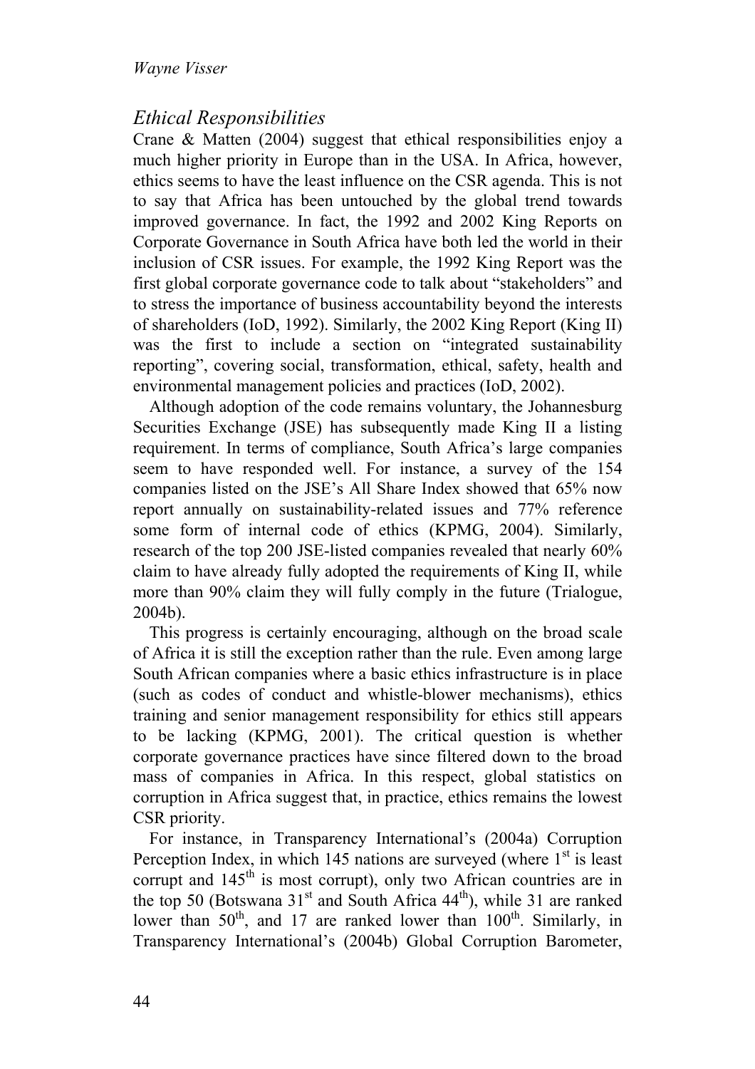## *Ethical Responsibilities*

Crane & Matten (2004) suggest that ethical responsibilities enjoy a much higher priority in Europe than in the USA. In Africa, however, ethics seems to have the least influence on the CSR agenda. This is not to say that Africa has been untouched by the global trend towards improved governance. In fact, the 1992 and 2002 King Reports on Corporate Governance in South Africa have both led the world in their inclusion of CSR issues. For example, the 1992 King Report was the first global corporate governance code to talk about "stakeholders" and to stress the importance of business accountability beyond the interests of shareholders (IoD, 1992). Similarly, the 2002 King Report (King II) was the first to include a section on "integrated sustainability reporting", covering social, transformation, ethical, safety, health and environmental management policies and practices (IoD, 2002).

Although adoption of the code remains voluntary, the Johannesburg Securities Exchange (JSE) has subsequently made King II a listing requirement. In terms of compliance, South Africa's large companies seem to have responded well. For instance, a survey of the 154 companies listed on the JSE's All Share Index showed that 65% now report annually on sustainability-related issues and 77% reference some form of internal code of ethics (KPMG, 2004). Similarly, research of the top 200 JSE-listed companies revealed that nearly 60% claim to have already fully adopted the requirements of King II, while more than 90% claim they will fully comply in the future (Trialogue, 2004b).

This progress is certainly encouraging, although on the broad scale of Africa it is still the exception rather than the rule. Even among large South African companies where a basic ethics infrastructure is in place (such as codes of conduct and whistle-blower mechanisms), ethics training and senior management responsibility for ethics still appears to be lacking (KPMG, 2001). The critical question is whether corporate governance practices have since filtered down to the broad mass of companies in Africa. In this respect, global statistics on corruption in Africa suggest that, in practice, ethics remains the lowest CSR priority.

For instance, in Transparency International's (2004a) Corruption Perception Index, in which 145 nations are surveyed (where 1st is least corrupt and 145th is most corrupt), only two African countries are in the top 50 (Botswana 31st and South Africa 44th), while 31 are ranked lower than 50th, and 17 are ranked lower than 100th. Similarly, in Transparency International's (2004b) Global Corruption Barometer,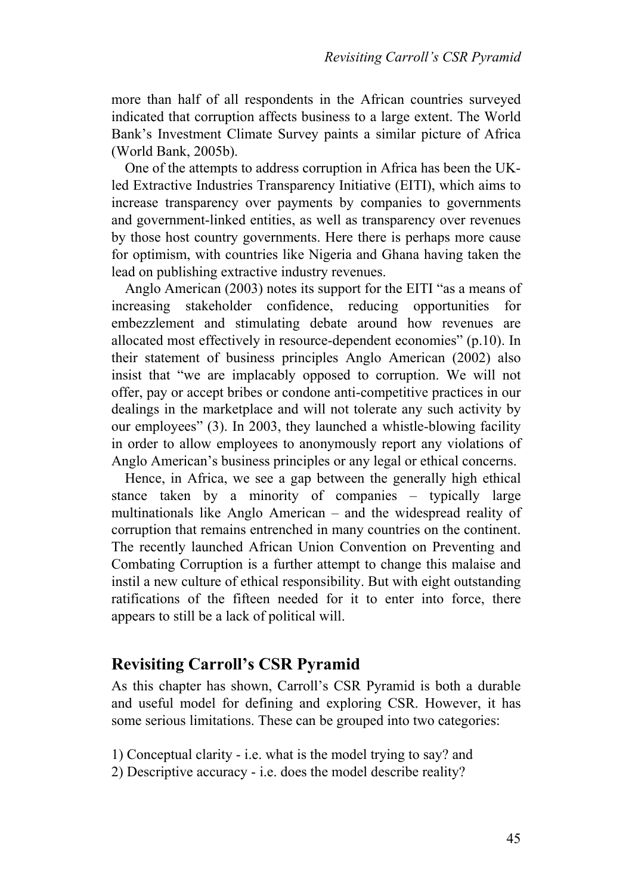more than half of all respondents in the African countries surveyed indicated that corruption affects business to a large extent. The World Bank's Investment Climate Survey paints a similar picture of Africa (World Bank, 2005b).

One of the attempts to address corruption in Africa has been the UK-led Extractive Industries Transparency Initiative (EITI), which aims to increase transparency over payments by companies to governments and government-linked entities, as well as transparency over revenues by those host country governments. Here there is perhaps more cause for optimism, with countries like Nigeria and Ghana having taken the lead on publishing extractive industry revenues.

Anglo American (2003) notes its support for the EITI "as a means of increasing stakeholder confidence, reducing opportunities for embezzlement and stimulating debate around how revenues are allocated most effectively in resource-dependent economies" (p.10). In their statement of business principles Anglo American (2002) also insist that "we are implacably opposed to corruption. We will not offer, pay or accept bribes or condone anti-competitive practices in our dealings in the marketplace and will not tolerate any such activity by our employees" (3). In 2003, they launched a whistle-blowing facility in order to allow employees to anonymously report any violations of Anglo American's business principles or any legal or ethical concerns.

Hence, in Africa, we see a gap between the generally high ethical stance taken by a minority of companies – typically large multinationals like Anglo American – and the widespread reality of corruption that remains entrenched in many countries on the continent. The recently launched African Union Convention on Preventing and Combating Corruption is a further attempt to change this malaise and instil a new culture of ethical responsibility. But with eight outstanding ratifications of the fifteen needed for it to enter into force, there appears to still be a lack of political will.

## Revisiting Carroll's CSR Pyramid

As this chapter has shown, Carroll's CSR Pyramid is both a durable and useful model for defining and exploring CSR. However, it has some serious limitations. These can be grouped into two categories:

1) Conceptual clarity - i.e. what is the model trying to say? and
2) Descriptive accuracy - i.e. does the model describe reality?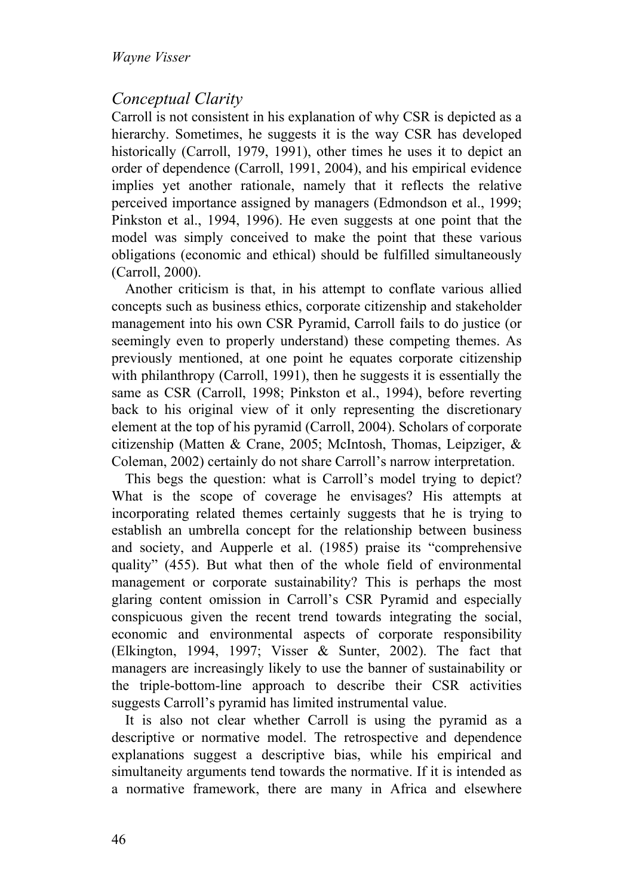## *Conceptual Clarity*

Carroll is not consistent in his explanation of why CSR is depicted as a hierarchy. Sometimes, he suggests it is the way CSR has developed historically (Carroll, 1979, 1991), other times he uses it to depict an order of dependence (Carroll, 1991, 2004), and his empirical evidence implies yet another rationale, namely that it reflects the relative perceived importance assigned by managers (Edmondson et al., 1999; Pinkston et al., 1994, 1996). He even suggests at one point that the model was simply conceived to make the point that these various obligations (economic and ethical) should be fulfilled simultaneously (Carroll, 2000).

Another criticism is that, in his attempt to conflate various allied concepts such as business ethics, corporate citizenship and stakeholder management into his own CSR Pyramid, Carroll fails to do justice (or seemingly even to properly understand) these competing themes. As previously mentioned, at one point he equates corporate citizenship with philanthropy (Carroll, 1991), then he suggests it is essentially the same as CSR (Carroll, 1998; Pinkston et al., 1994), before reverting back to his original view of it only representing the discretionary element at the top of his pyramid (Carroll, 2004). Scholars of corporate citizenship (Matten & Crane, 2005; McIntosh, Thomas, Leipziger, & Coleman, 2002) certainly do not share Carroll's narrow interpretation.

This begs the question: what is Carroll's model trying to depict? What is the scope of coverage he envisages? His attempts at incorporating related themes certainly suggests that he is trying to establish an umbrella concept for the relationship between business and society, and Aupperle et al. (1985) praise its "comprehensive quality" (455). But what then of the whole field of environmental management or corporate sustainability? This is perhaps the most glaring content omission in Carroll's CSR Pyramid and especially conspicuous given the recent trend towards integrating the social, economic and environmental aspects of corporate responsibility (Elkington, 1994, 1997; Visser & Sunter, 2002). The fact that managers are increasingly likely to use the banner of sustainability or the triple-bottom-line approach to describe their CSR activities suggests Carroll's pyramid has limited instrumental value.

It is also not clear whether Carroll is using the pyramid as a descriptive or normative model. The retrospective and dependence explanations suggest a descriptive bias, while his empirical and simultaneity arguments tend towards the normative. If it is intended as a normative framework, there are many in Africa and elsewhere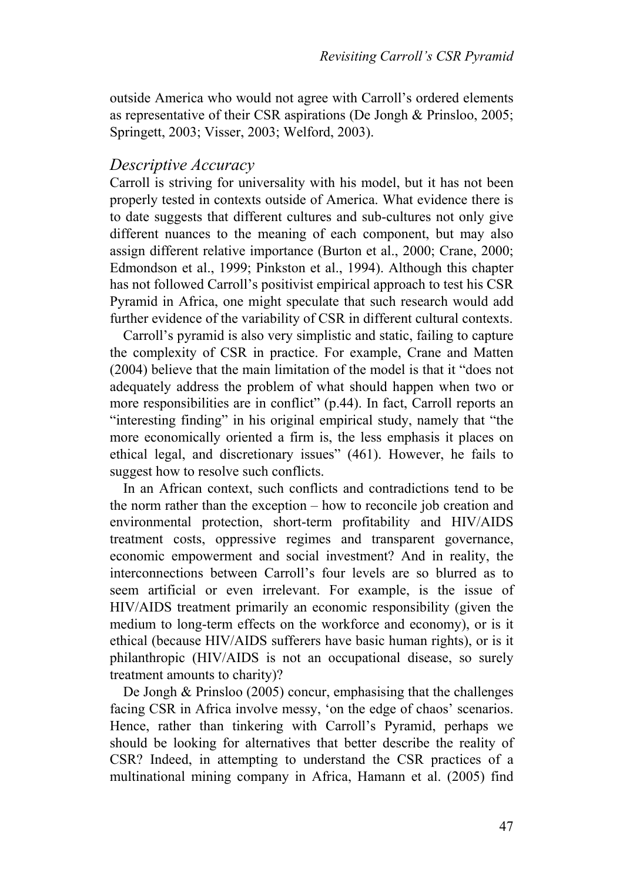outside America who would not agree with Carroll's ordered elements as representative of their CSR aspirations (De Jongh & Prinsloo, 2005; Springett, 2003; Visser, 2003; Welford, 2003).

## *Descriptive Accuracy*

Carroll is striving for universality with his model, but it has not been properly tested in contexts outside of America. What evidence there is to date suggests that different cultures and sub-cultures not only give different nuances to the meaning of each component, but may also assign different relative importance (Burton et al., 2000; Crane, 2000; Edmondson et al., 1999; Pinkston et al., 1994). Although this chapter has not followed Carroll's positivist empirical approach to test his CSR Pyramid in Africa, one might speculate that such research would add further evidence of the variability of CSR in different cultural contexts.

Carroll's pyramid is also very simplistic and static, failing to capture the complexity of CSR in practice. For example, Crane and Matten (2004) believe that the main limitation of the model is that it "does not adequately address the problem of what should happen when two or more responsibilities are in conflict" (p.44). In fact, Carroll reports an "interesting finding" in his original empirical study, namely that "the more economically oriented a firm is, the less emphasis it places on ethical legal, and discretionary issues" (461). However, he fails to suggest how to resolve such conflicts.

In an African context, such conflicts and contradictions tend to be the norm rather than the exception – how to reconcile job creation and environmental protection, short-term profitability and HIV/AIDS treatment costs, oppressive regimes and transparent governance, economic empowerment and social investment? And in reality, the interconnections between Carroll's four levels are so blurred as to seem artificial or even irrelevant. For example, is the issue of HIV/AIDS treatment primarily an economic responsibility (given the medium to long-term effects on the workforce and economy), or is it ethical (because HIV/AIDS sufferers have basic human rights), or is it philanthropic (HIV/AIDS is not an occupational disease, so surely treatment amounts to charity)?

De Jongh & Prinsloo (2005) concur, emphasising that the challenges facing CSR in Africa involve messy, 'on the edge of chaos' scenarios. Hence, rather than tinkering with Carroll's Pyramid, perhaps we should be looking for alternatives that better describe the reality of CSR? Indeed, in attempting to understand the CSR practices of a multinational mining company in Africa, Hamann et al. (2005) find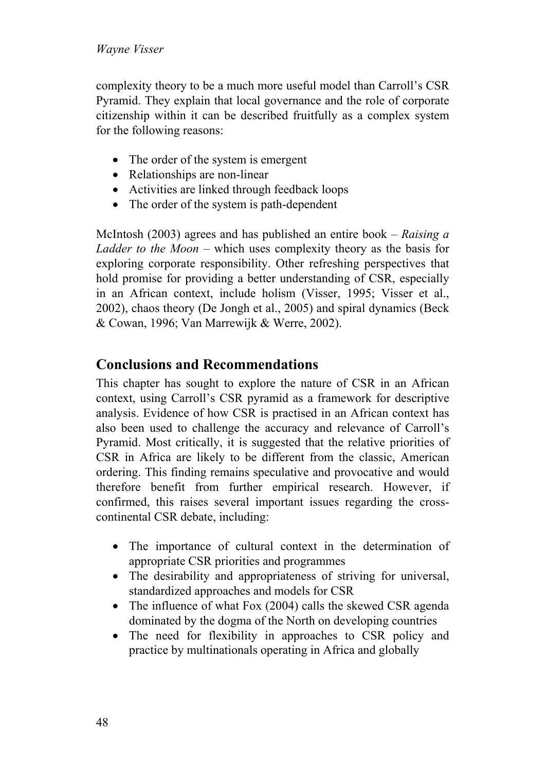complexity theory to be a much more useful model than Carroll's CSR Pyramid. They explain that local governance and the role of corporate citizenship within it can be described fruitfully as a complex system for the following reasons:

- The order of the system is emergent
- Relationships are non-linear
- Activities are linked through feedback loops
- The order of the system is path-dependent

McIntosh (2003) agrees and has published an entire book – *Raising a Ladder to the Moon* – which uses complexity theory as the basis for exploring corporate responsibility. Other refreshing perspectives that hold promise for providing a better understanding of CSR, especially in an African context, include holism (Visser, 1995; Visser et al., 2002), chaos theory (De Jongh et al., 2005) and spiral dynamics (Beck & Cowan, 1996; Van Marrewijk & Werre, 2002).

## Conclusions and Recommendations

This chapter has sought to explore the nature of CSR in an African context, using Carroll's CSR pyramid as a framework for descriptive analysis. Evidence of how CSR is practised in an African context has also been used to challenge the accuracy and relevance of Carroll's Pyramid. Most critically, it is suggested that the relative priorities of CSR in Africa are likely to be different from the classic, American ordering. This finding remains speculative and provocative and would therefore benefit from further empirical research. However, if confirmed, this raises several important issues regarding the cross-continental CSR debate, including:

- The importance of cultural context in the determination of appropriate CSR priorities and programmes
- The desirability and appropriateness of striving for universal, standardized approaches and models for CSR
- The influence of what Fox (2004) calls the skewed CSR agenda dominated by the dogma of the North on developing countries
- The need for flexibility in approaches to CSR policy and practice by multinationals operating in Africa and globally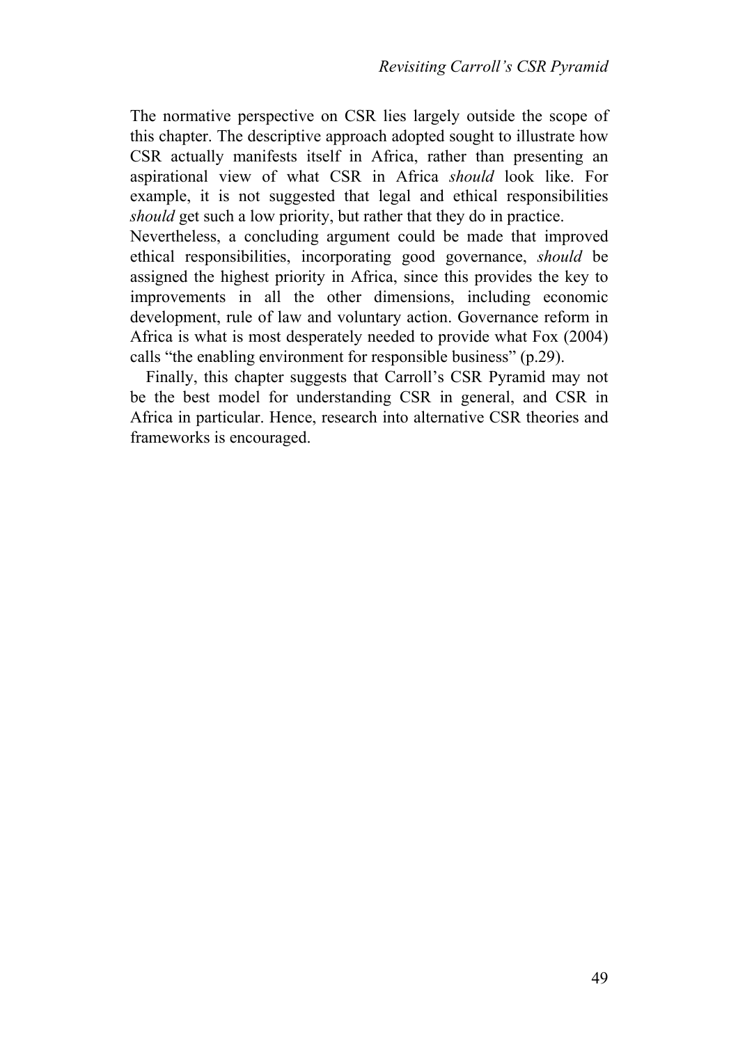The normative perspective on CSR lies largely outside the scope of this chapter. The descriptive approach adopted sought to illustrate how CSR actually manifests itself in Africa, rather than presenting an aspirational view of what CSR in Africa *should* look like. For example, it is not suggested that legal and ethical responsibilities *should* get such a low priority, but rather that they do in practice.

Nevertheless, a concluding argument could be made that improved ethical responsibilities, incorporating good governance, *should* be assigned the highest priority in Africa, since this provides the key to improvements in all the other dimensions, including economic development, rule of law and voluntary action. Governance reform in Africa is what is most desperately needed to provide what Fox (2004) calls "the enabling environment for responsible business" (p.29).

Finally, this chapter suggests that Carroll's CSR Pyramid may not be the best model for understanding CSR in general, and CSR in Africa in particular. Hence, research into alternative CSR theories and frameworks is encouraged.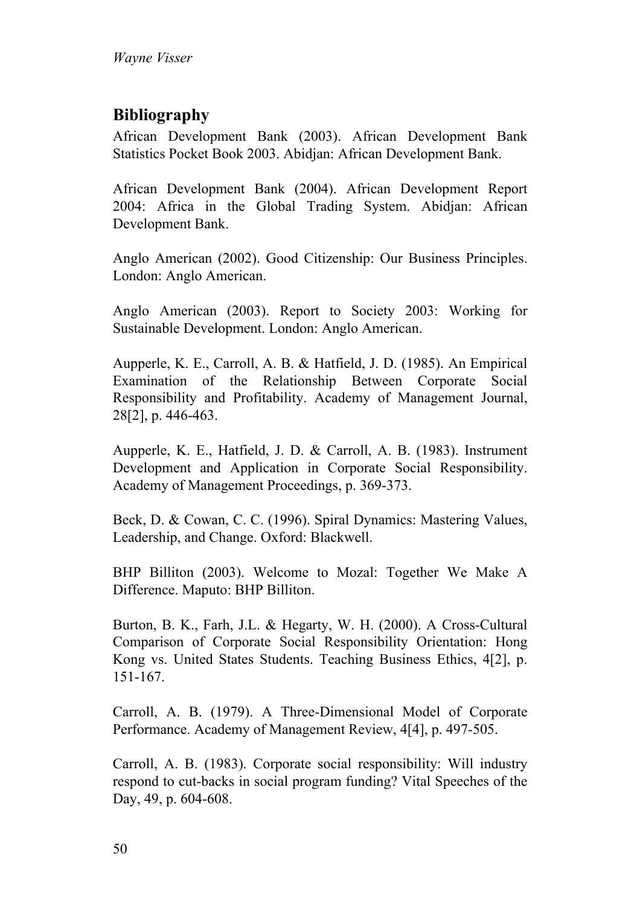## Bibliography

African Development Bank (2003). African Development Bank Statistics Pocket Book 2003. Abidjan: African Development Bank.

African Development Bank (2004). African Development Report 2004: Africa in the Global Trading System. Abidjan: African Development Bank.

Anglo American (2002). Good Citizenship: Our Business Principles. London: Anglo American.

Anglo American (2003). Report to Society 2003: Working for Sustainable Development. London: Anglo American.

Aupperle, K. E., Carroll, A. B. & Hatfield, J. D. (1985). An Empirical Examination of the Relationship Between Corporate Social Responsibility and Profitability. Academy of Management Journal, 28[2], p. 446-463.

Aupperle, K. E., Hatfield, J. D. & Carroll, A. B. (1983). Instrument Development and Application in Corporate Social Responsibility. Academy of Management Proceedings, p. 369-373.

Beck, D. & Cowan, C. C. (1996). Spiral Dynamics: Mastering Values, Leadership, and Change. Oxford: Blackwell.

BHP Billiton (2003). Welcome to Mozal: Together We Make A Difference. Maputo: BHP Billiton.

Burton, B. K., Farh, J.L. & Hegarty, W. H. (2000). A Cross-Cultural Comparison of Corporate Social Responsibility Orientation: Hong Kong vs. United States Students. Teaching Business Ethics, 4[2], p. 151-167.

Carroll, A. B. (1979). A Three-Dimensional Model of Corporate Performance. Academy of Management Review, 4[4], p. 497-505.

Carroll, A. B. (1983). Corporate social responsibility: Will industry respond to cut-backs in social program funding? Vital Speeches of the Day, 49, p. 604-608.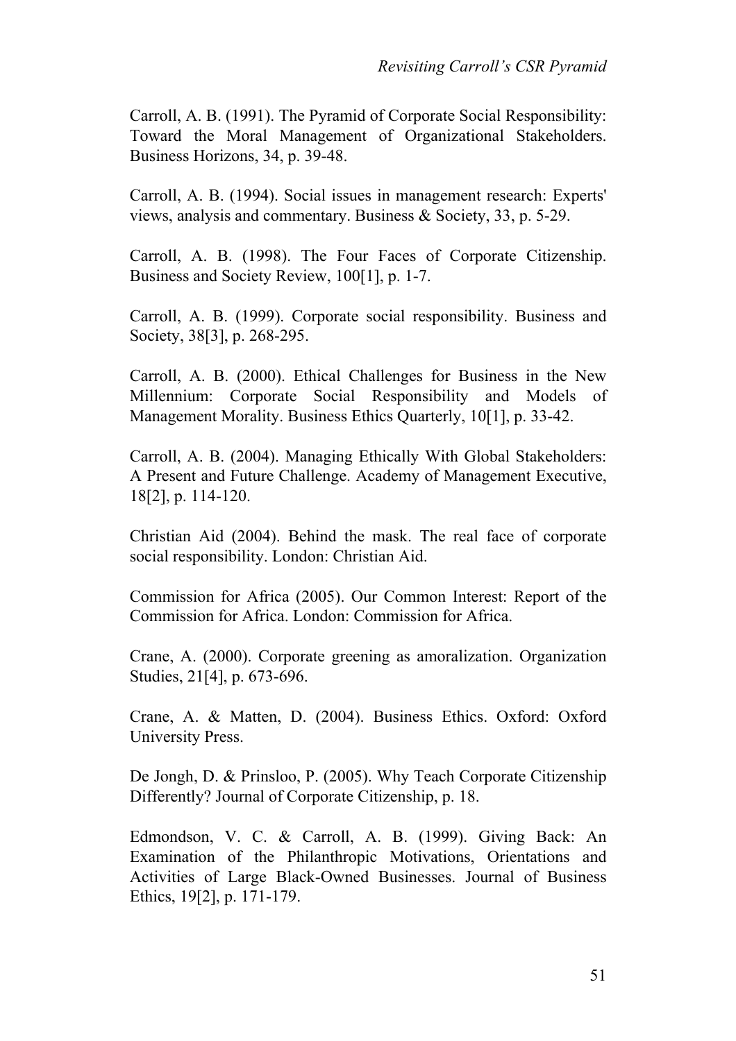Carroll, A. B. (1991). The Pyramid of Corporate Social Responsibility: Toward the Moral Management of Organizational Stakeholders. Business Horizons, 34, p. 39-48.

Carroll, A. B. (1994). Social issues in management research: Experts' views, analysis and commentary. Business & Society, 33, p. 5-29.

Carroll, A. B. (1998). The Four Faces of Corporate Citizenship. Business and Society Review, 100[1], p. 1-7.

Carroll, A. B. (1999). Corporate social responsibility. Business and Society, 38[3], p. 268-295.

Carroll, A. B. (2000). Ethical Challenges for Business in the New Millennium: Corporate Social Responsibility and Models of Management Morality. Business Ethics Quarterly, 10[1], p. 33-42.

Carroll, A. B. (2004). Managing Ethically With Global Stakeholders: A Present and Future Challenge. Academy of Management Executive, 18[2], p. 114-120.

Christian Aid (2004). Behind the mask. The real face of corporate social responsibility. London: Christian Aid.

Commission for Africa (2005). Our Common Interest: Report of the Commission for Africa. London: Commission for Africa.

Crane, A. (2000). Corporate greening as amoralization. Organization Studies, 21[4], p. 673-696.

Crane, A. & Matten, D. (2004). Business Ethics. Oxford: Oxford University Press.

De Jongh, D. & Prinsloo, P. (2005). Why Teach Corporate Citizenship Differently? Journal of Corporate Citizenship, p. 18.

Edmondson, V. C. & Carroll, A. B. (1999). Giving Back: An Examination of the Philanthropic Motivations, Orientations and Activities of Large Black-Owned Businesses. Journal of Business Ethics, 19[2], p. 171-179.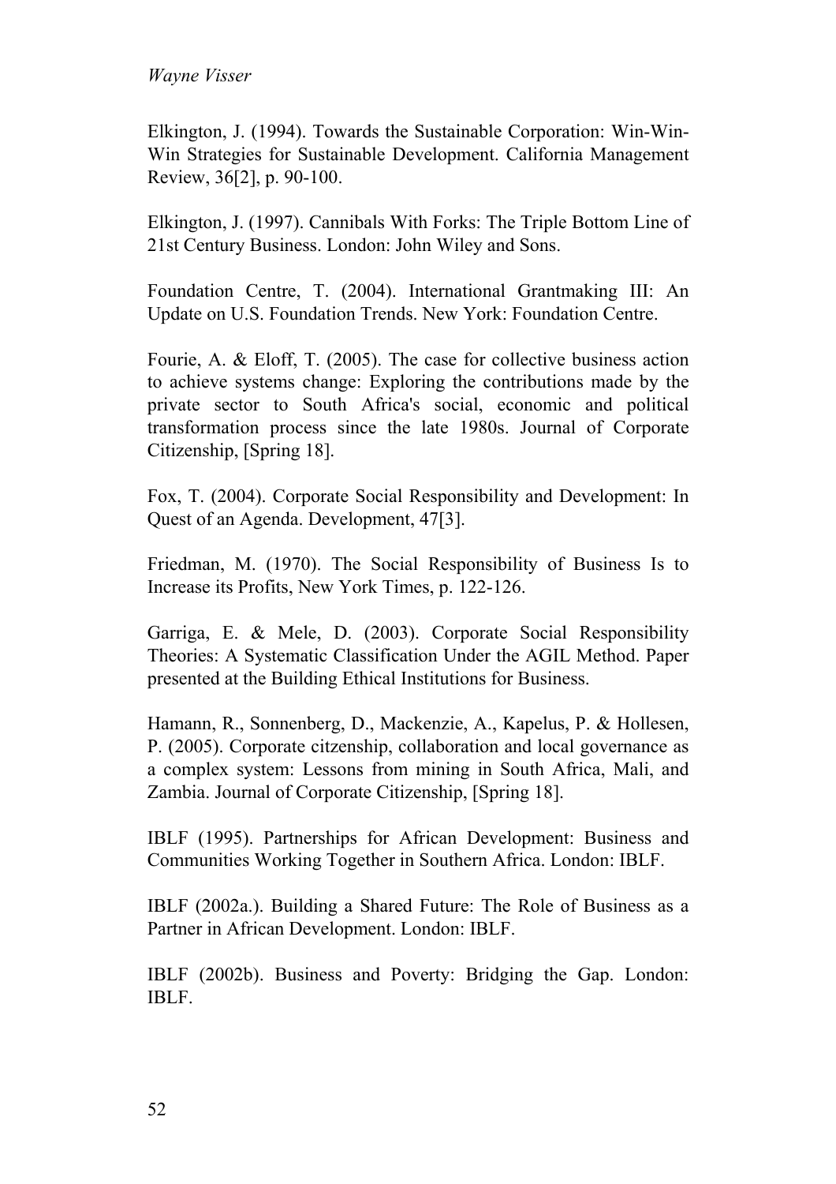Elkington, J. (1994). Towards the Sustainable Corporation: Win-Win-Win Strategies for Sustainable Development. California Management Review, 36[2], p. 90-100.

Elkington, J. (1997). Cannibals With Forks: The Triple Bottom Line of 21st Century Business. London: John Wiley and Sons.

Foundation Centre, T. (2004). International Grantmaking III: An Update on U.S. Foundation Trends. New York: Foundation Centre.

Fourie, A. & Eloff, T. (2005). The case for collective business action to achieve systems change: Exploring the contributions made by the private sector to South Africa's social, economic and political transformation process since the late 1980s. Journal of Corporate Citizenship, [Spring 18].

Fox, T. (2004). Corporate Social Responsibility and Development: In Quest of an Agenda. Development, 47[3].

Friedman, M. (1970). The Social Responsibility of Business Is to Increase its Profits, New York Times, p. 122-126.

Garriga, E. & Mele, D. (2003). Corporate Social Responsibility Theories: A Systematic Classification Under the AGIL Method. Paper presented at the Building Ethical Institutions for Business.

Hamann, R., Sonnenberg, D., Mackenzie, A., Kapelus, P. & Hollesen, P. (2005). Corporate citzenship, collaboration and local governance as a complex system: Lessons from mining in South Africa, Mali, and Zambia. Journal of Corporate Citizenship, [Spring 18].

IBLF (1995). Partnerships for African Development: Business and Communities Working Together in Southern Africa. London: IBLF.

IBLF (2002a.). Building a Shared Future: The Role of Business as a Partner in African Development. London: IBLF.

IBLF (2002b). Business and Poverty: Bridging the Gap. London: IBLF.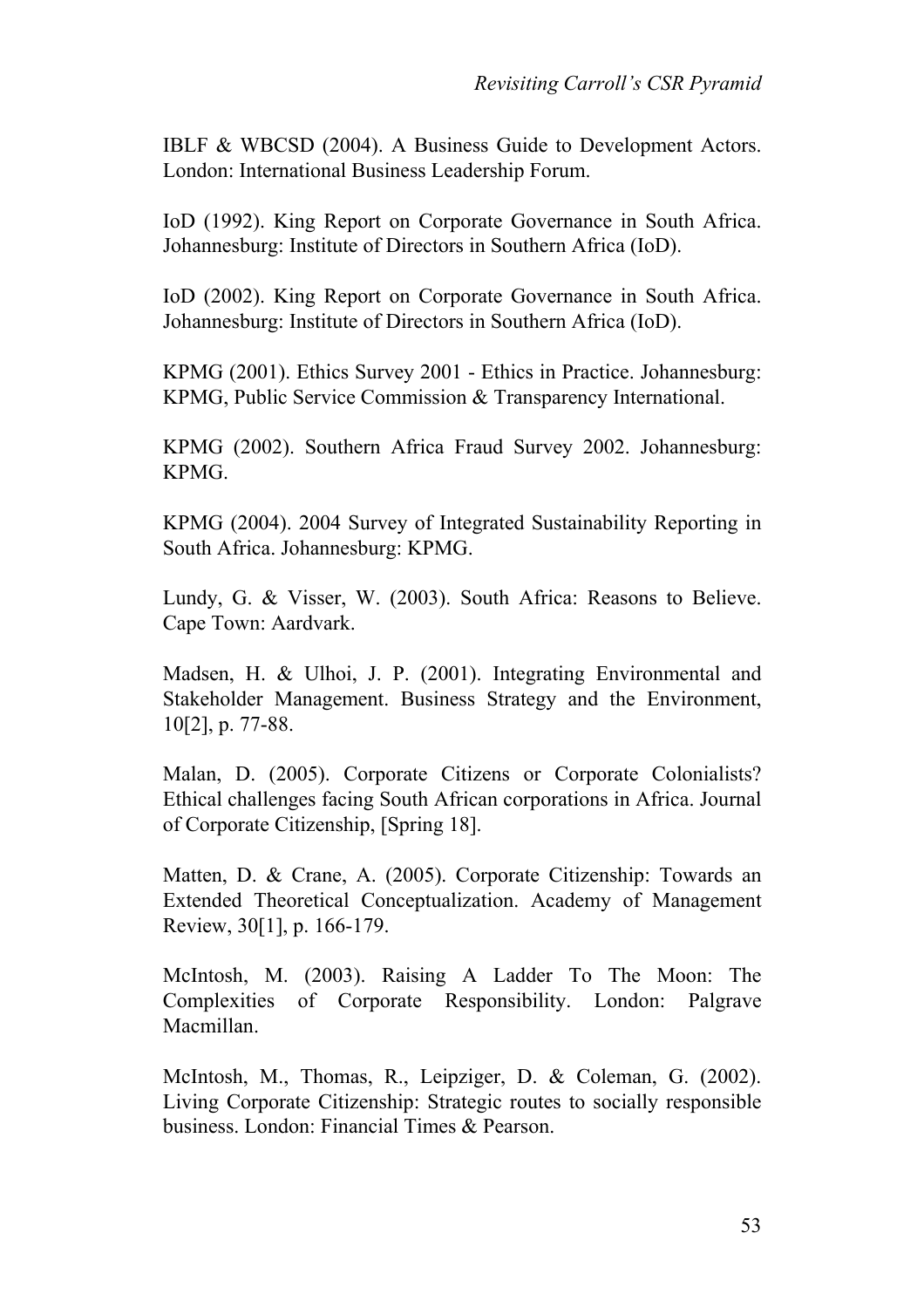IBLF & WBCSD (2004). A Business Guide to Development Actors. London: International Business Leadership Forum.

IoD (1992). King Report on Corporate Governance in South Africa. Johannesburg: Institute of Directors in Southern Africa (IoD).

IoD (2002). King Report on Corporate Governance in South Africa. Johannesburg: Institute of Directors in Southern Africa (IoD).

KPMG (2001). Ethics Survey 2001 - Ethics in Practice. Johannesburg: KPMG, Public Service Commission & Transparency International.

KPMG (2002). Southern Africa Fraud Survey 2002. Johannesburg: KPMG.

KPMG (2004). 2004 Survey of Integrated Sustainability Reporting in South Africa. Johannesburg: KPMG.

Lundy, G. & Visser, W. (2003). South Africa: Reasons to Believe. Cape Town: Aardvark.

Madsen, H. & Ulhoi, J. P. (2001). Integrating Environmental and Stakeholder Management. Business Strategy and the Environment, 10[2], p. 77-88.

Malan, D. (2005). Corporate Citizens or Corporate Colonialists? Ethical challenges facing South African corporations in Africa. Journal of Corporate Citizenship, [Spring 18].

Matten, D. & Crane, A. (2005). Corporate Citizenship: Towards an Extended Theoretical Conceptualization. Academy of Management Review, 30[1], p. 166-179.

McIntosh, M. (2003). Raising A Ladder To The Moon: The Complexities of Corporate Responsibility. London: Palgrave Macmillan.

McIntosh, M., Thomas, R., Leipziger, D. & Coleman, G. (2002). Living Corporate Citizenship: Strategic routes to socially responsible business. London: Financial Times & Pearson.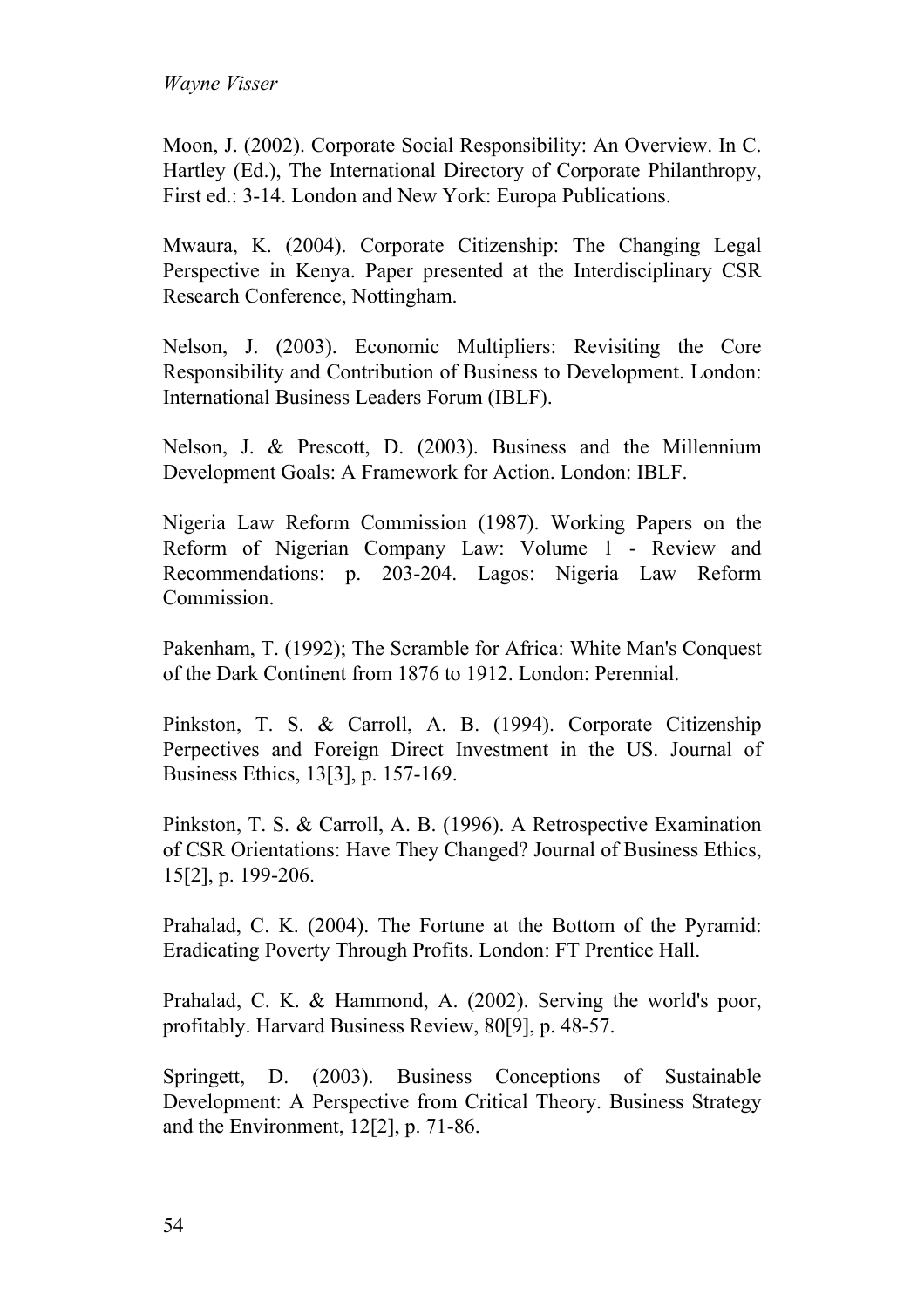Moon, J. (2002). Corporate Social Responsibility: An Overview. In C. Hartley (Ed.), The International Directory of Corporate Philanthropy, First ed.: 3-14. London and New York: Europa Publications.

Mwaura, K. (2004). Corporate Citizenship: The Changing Legal Perspective in Kenya. Paper presented at the Interdisciplinary CSR Research Conference, Nottingham.

Nelson, J. (2003). Economic Multipliers: Revisiting the Core Responsibility and Contribution of Business to Development. London: International Business Leaders Forum (IBLF).

Nelson, J. & Prescott, D. (2003). Business and the Millennium Development Goals: A Framework for Action. London: IBLF.

Nigeria Law Reform Commission (1987). Working Papers on the Reform of Nigerian Company Law: Volume 1 - Review and Recommendations: p. 203-204. Lagos: Nigeria Law Reform Commission.

Pakenham, T. (1992); The Scramble for Africa: White Man's Conquest of the Dark Continent from 1876 to 1912. London: Perennial.

Pinkston, T. S. & Carroll, A. B. (1994). Corporate Citizenship Perpectives and Foreign Direct Investment in the US. Journal of Business Ethics, 13[3], p. 157-169.

Pinkston, T. S. & Carroll, A. B. (1996). A Retrospective Examination of CSR Orientations: Have They Changed? Journal of Business Ethics, 15[2], p. 199-206.

Prahalad, C. K. (2004). The Fortune at the Bottom of the Pyramid: Eradicating Poverty Through Profits. London: FT Prentice Hall.

Prahalad, C. K. & Hammond, A. (2002). Serving the world's poor, profitably. Harvard Business Review, 80[9], p. 48-57.

Springett, D. (2003). Business Conceptions of Sustainable Development: A Perspective from Critical Theory. Business Strategy and the Environment, 12[2], p. 71-86.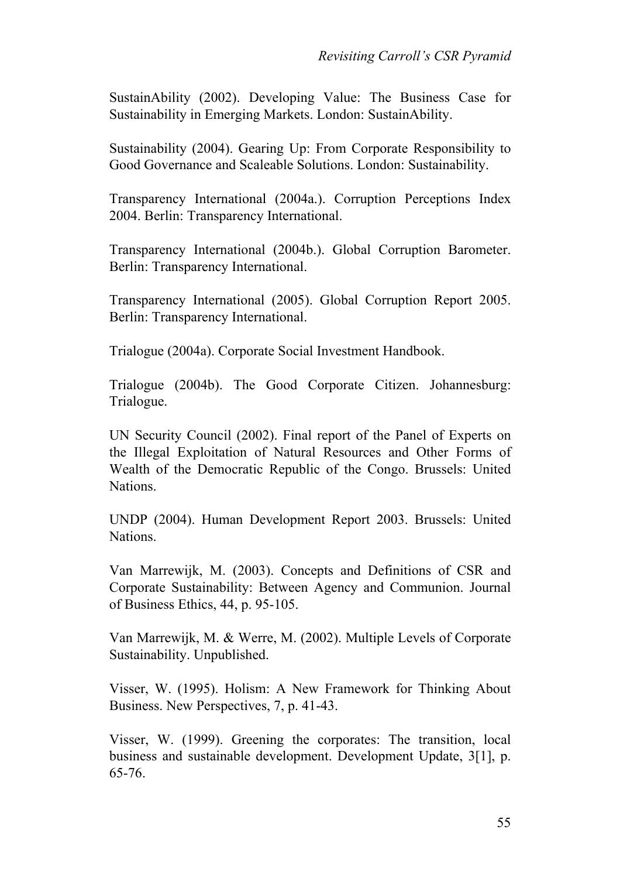SustainAbility (2002). Developing Value: The Business Case for Sustainability in Emerging Markets. London: SustainAbility.

Sustainability (2004). Gearing Up: From Corporate Responsibility to Good Governance and Scaleable Solutions. London: Sustainability.

Transparency International (2004a.). Corruption Perceptions Index 2004. Berlin: Transparency International.

Transparency International (2004b.). Global Corruption Barometer. Berlin: Transparency International.

Transparency International (2005). Global Corruption Report 2005. Berlin: Transparency International.

Trialogue (2004a). Corporate Social Investment Handbook.

Trialogue (2004b). The Good Corporate Citizen. Johannesburg: Trialogue.

UN Security Council (2002). Final report of the Panel of Experts on the Illegal Exploitation of Natural Resources and Other Forms of Wealth of the Democratic Republic of the Congo. Brussels: United Nations.

UNDP (2004). Human Development Report 2003. Brussels: United Nations.

Van Marrewijk, M. (2003). Concepts and Definitions of CSR and Corporate Sustainability: Between Agency and Communion. Journal of Business Ethics, 44, p. 95-105.

Van Marrewijk, M. & Werre, M. (2002). Multiple Levels of Corporate Sustainability. Unpublished.

Visser, W. (1995). Holism: A New Framework for Thinking About Business. New Perspectives, 7, p. 41-43.

Visser, W. (1999). Greening the corporates: The transition, local business and sustainable development. Development Update, 3[1], p. 65-76.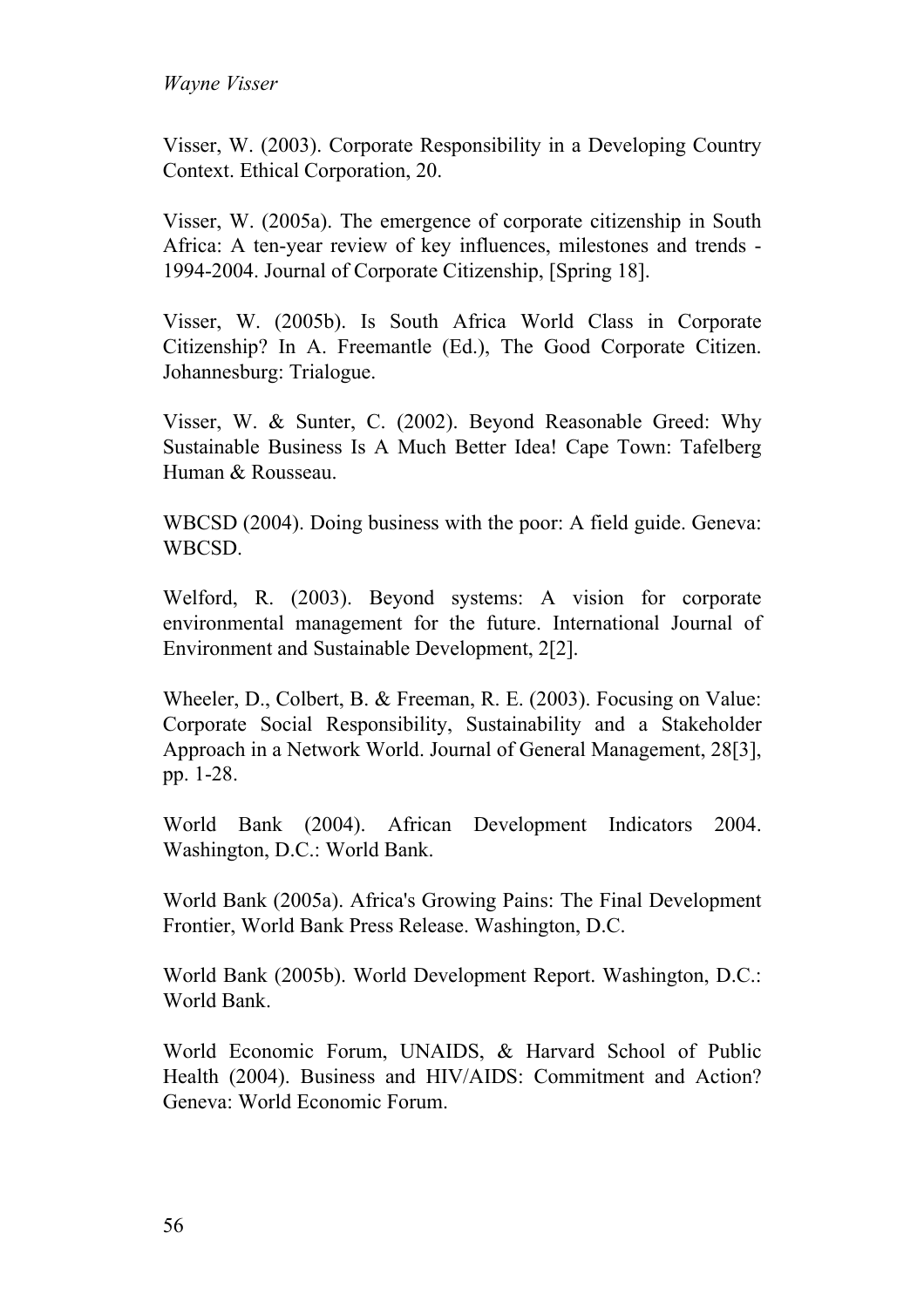Visser, W. (2003). Corporate Responsibility in a Developing Country Context. Ethical Corporation, 20.

Visser, W. (2005a). The emergence of corporate citizenship in South Africa: A ten-year review of key influences, milestones and trends - 1994-2004. Journal of Corporate Citizenship, [Spring 18].

Visser, W. (2005b). Is South Africa World Class in Corporate Citizenship? In A. Freemantle (Ed.), The Good Corporate Citizen. Johannesburg: Trialogue.

Visser, W. & Sunter, C. (2002). Beyond Reasonable Greed: Why Sustainable Business Is A Much Better Idea! Cape Town: Tafelberg Human & Rousseau.

WBCSD (2004). Doing business with the poor: A field guide. Geneva: WBCSD.

Welford, R. (2003). Beyond systems: A vision for corporate environmental management for the future. International Journal of Environment and Sustainable Development, 2[2].

Wheeler, D., Colbert, B. & Freeman, R. E. (2003). Focusing on Value: Corporate Social Responsibility, Sustainability and a Stakeholder Approach in a Network World. Journal of General Management, 28[3], pp. 1-28.

World Bank (2004). African Development Indicators 2004. Washington, D.C.: World Bank.

World Bank (2005a). Africa's Growing Pains: The Final Development Frontier, World Bank Press Release. Washington, D.C.

World Bank (2005b). World Development Report. Washington, D.C.: World Bank.

World Economic Forum, UNAIDS, & Harvard School of Public Health (2004). Business and HIV/AIDS: Commitment and Action? Geneva: World Economic Forum.